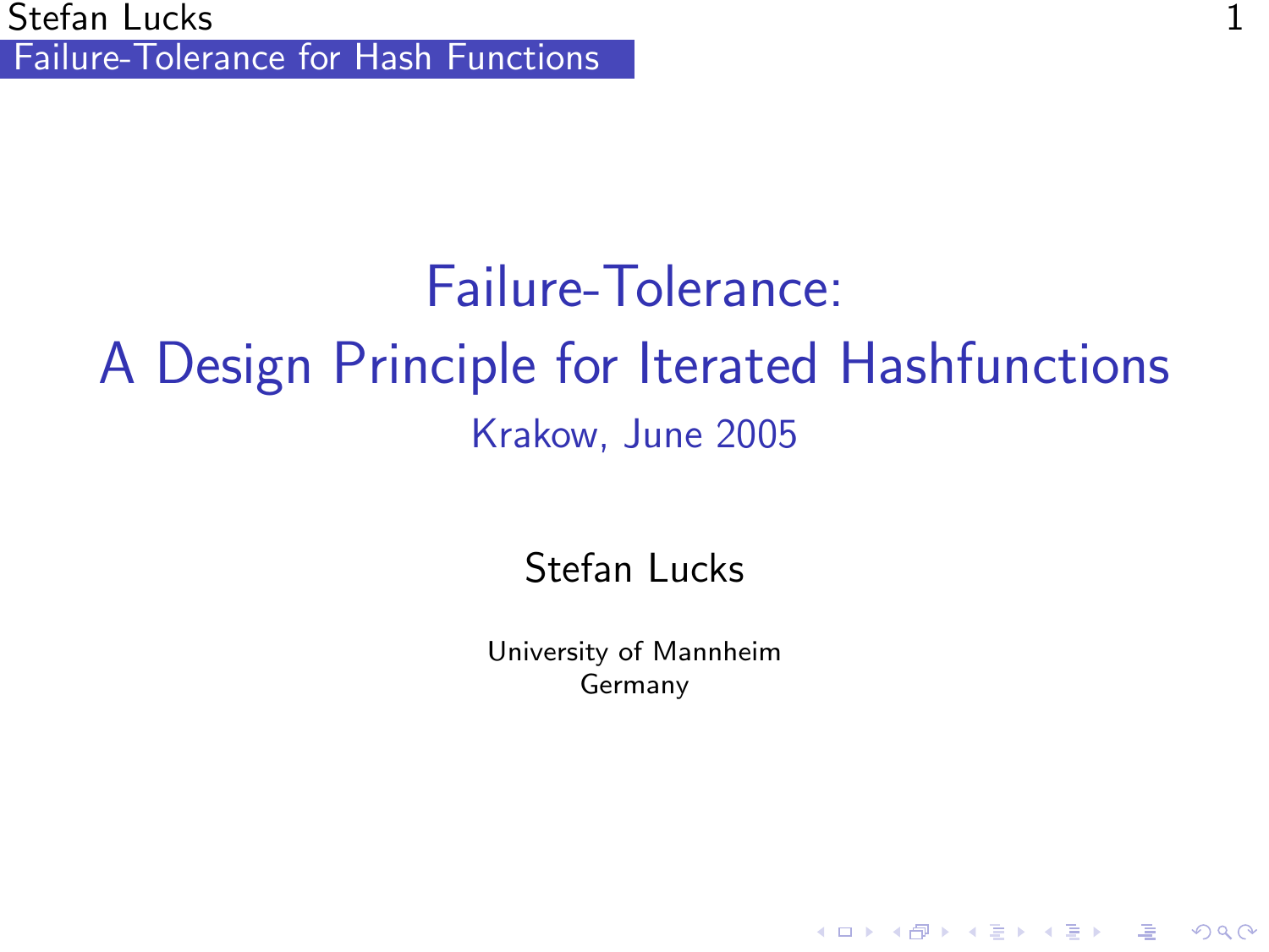# Failure-Tolerance: A Design Principle for Iterated Hashfunctions

Krakow, June 2005

Stefan Lucks

University of Mannheim
Germany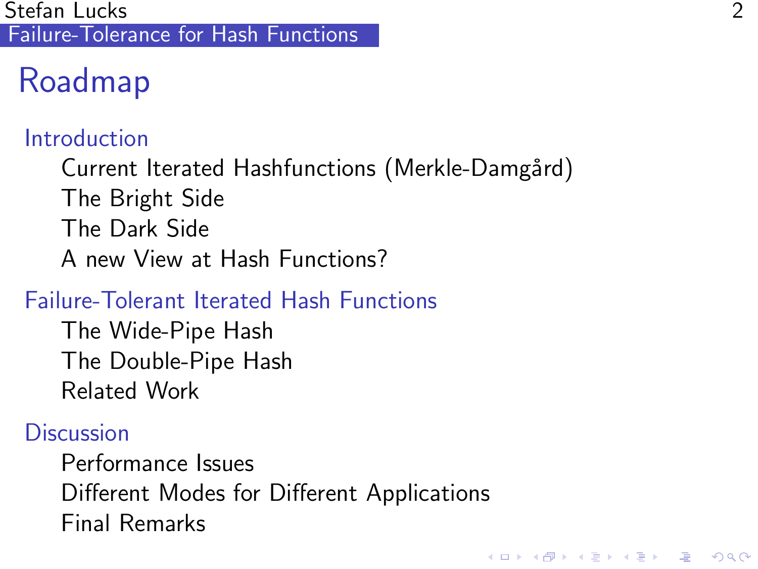# Roadmap

## Introduction

- Current Iterated Hashfunctions (Merkle-Damgård)
- The Bright Side
- The Dark Side
- A new View at Hash Functions?

## Failure-Tolerant Iterated Hash Functions

- The Wide-Pipe Hash
- The Double-Pipe Hash
- Related Work

## Discussion

- Performance Issues
- Different Modes for Different Applications
- Final Remarks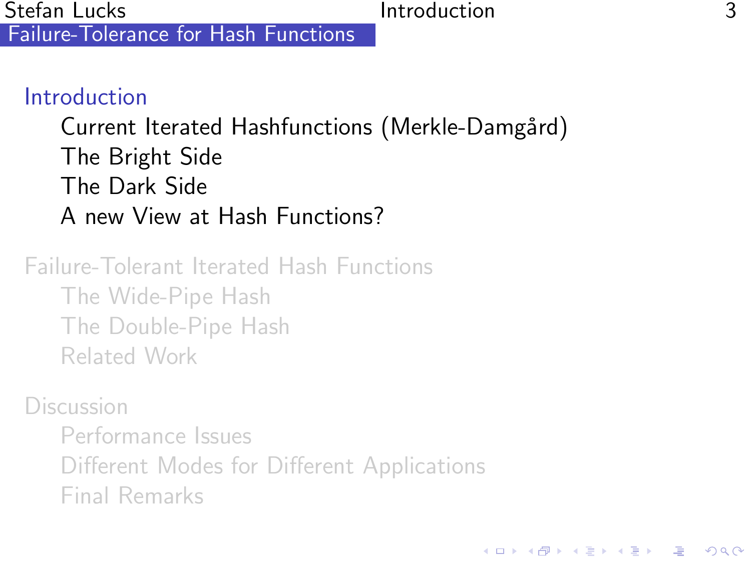Introduction

- Current Iterated Hashfunctions (Merkle-Damgård)
- The Bright Side
- The Dark Side
- A new View at Hash Functions?

Failure-Tolerant Iterated Hash Functions

- The Wide-Pipe Hash
- The Double-Pipe Hash
- Related Work

Discussion

- Performance Issues
- Different Modes for Different Applications
- Final Remarks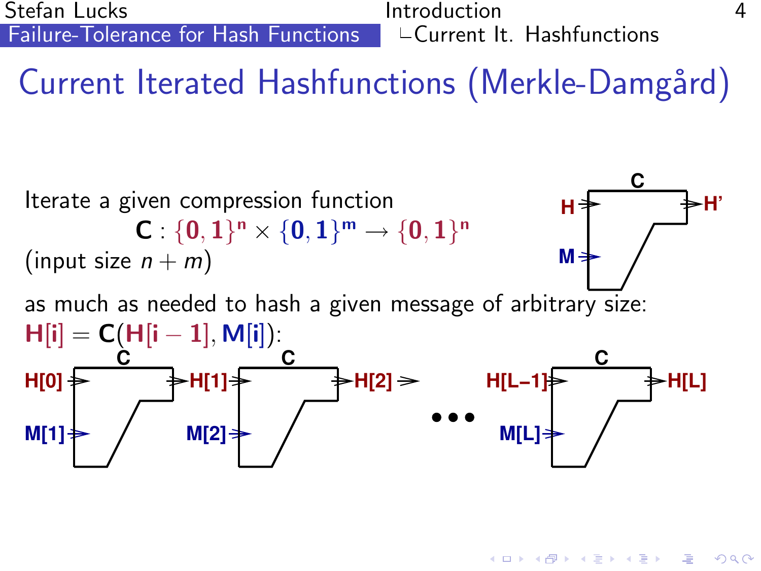# Current Iterated Hashfunctions (Merkle-Damgård)

Iterate a given compression function

$$\mathbf{C} : \{0,1\}^n \times \{0,1\}^m \rightarrow \{0,1\}^n$$

(input size $n + m$)

C

H

H'

M

as much as needed to hash a given message of arbitrary size:

$\mathbf{H}[\mathbf{i}] = \mathbf{C}(\mathbf{H}[\mathbf{i} - 1], \mathbf{M}[\mathbf{i}])$:

C

H[0]

H[1]

M[1]

C

H[2]

M[2]

• • •

C

H[L–1]

H[L]

M[L]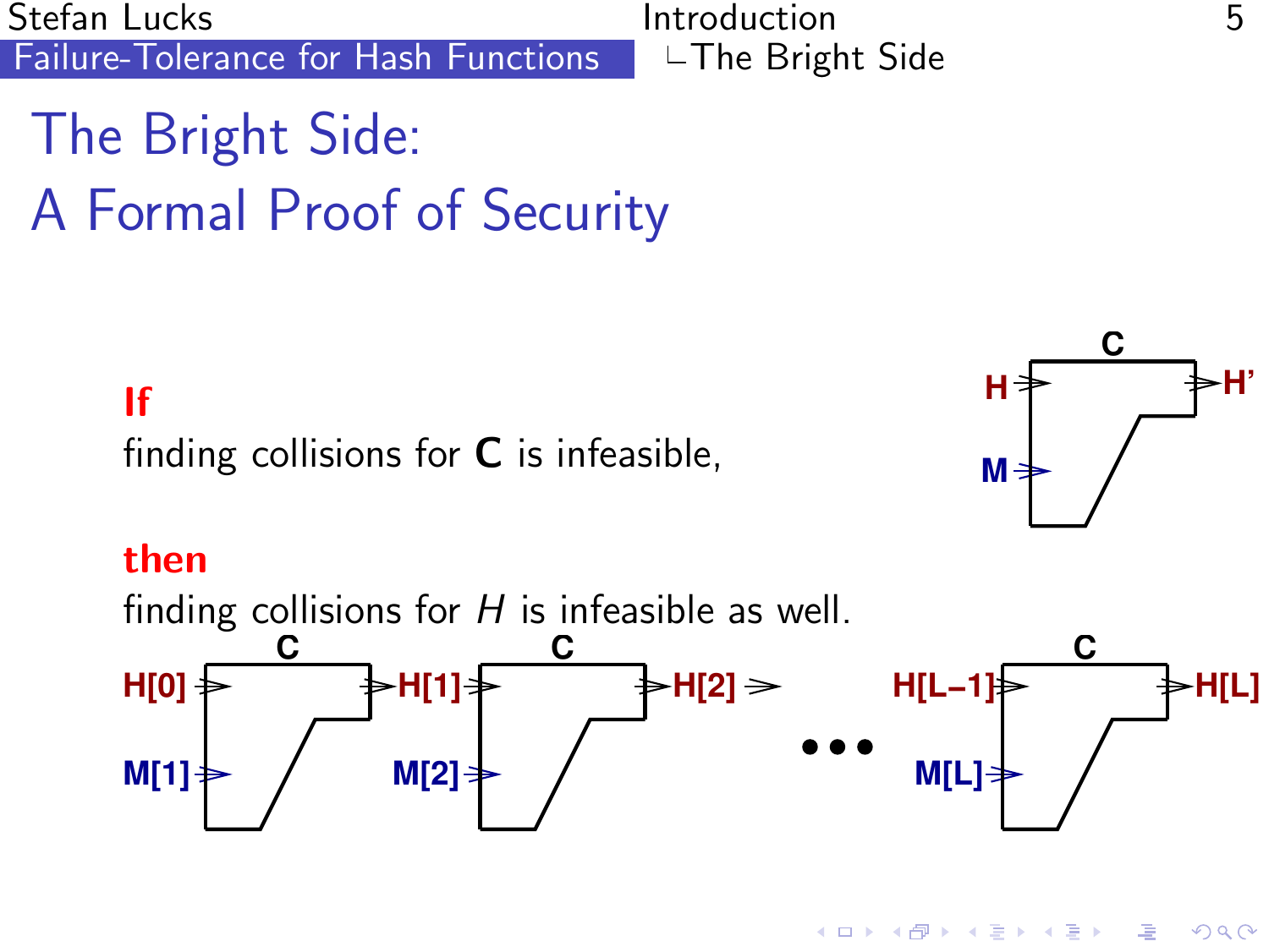# The Bright Side: A Formal Proof of Security

**If**

finding collisions for **C** is infeasible,

**then**

finding collisions for $H$ is infeasible as well.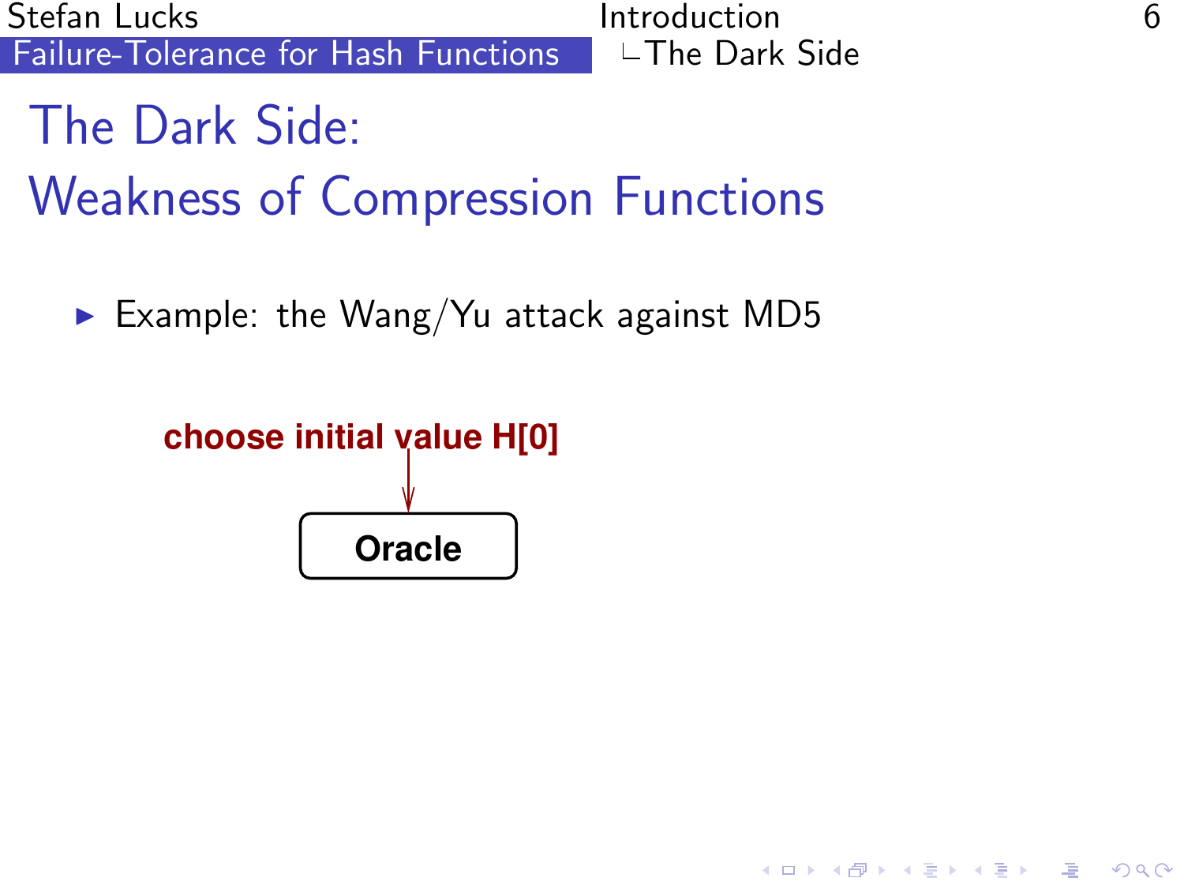# The Dark Side: Weakness of Compression Functions

- Example: the Wang/Yu attack against MD5

choose initial value H[0]

Oracle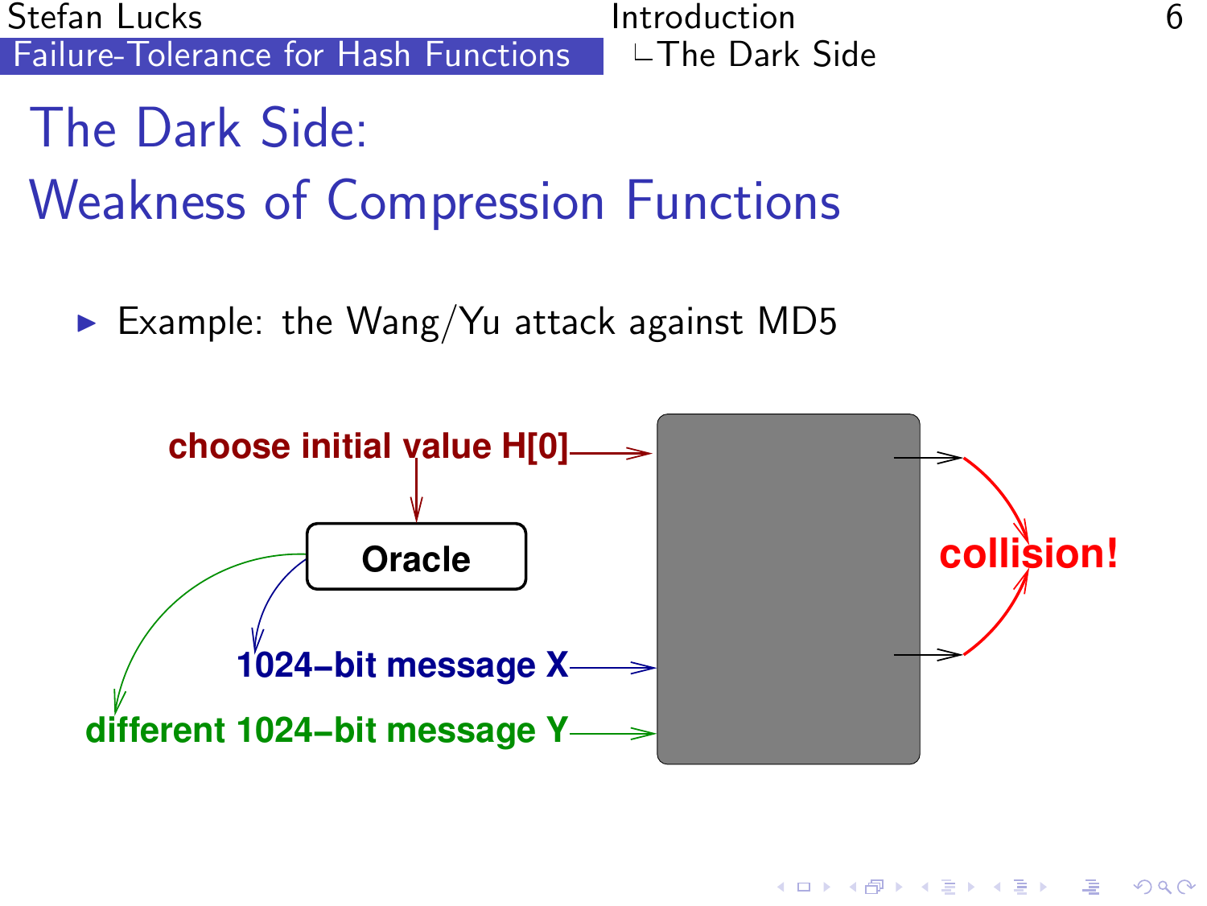# The Dark Side: Weakness of Compression Functions

- Example: the Wang/Yu attack against MD5

choose initial value H[0]

Oracle

1024–bit message X

different 1024–bit message Y

collision!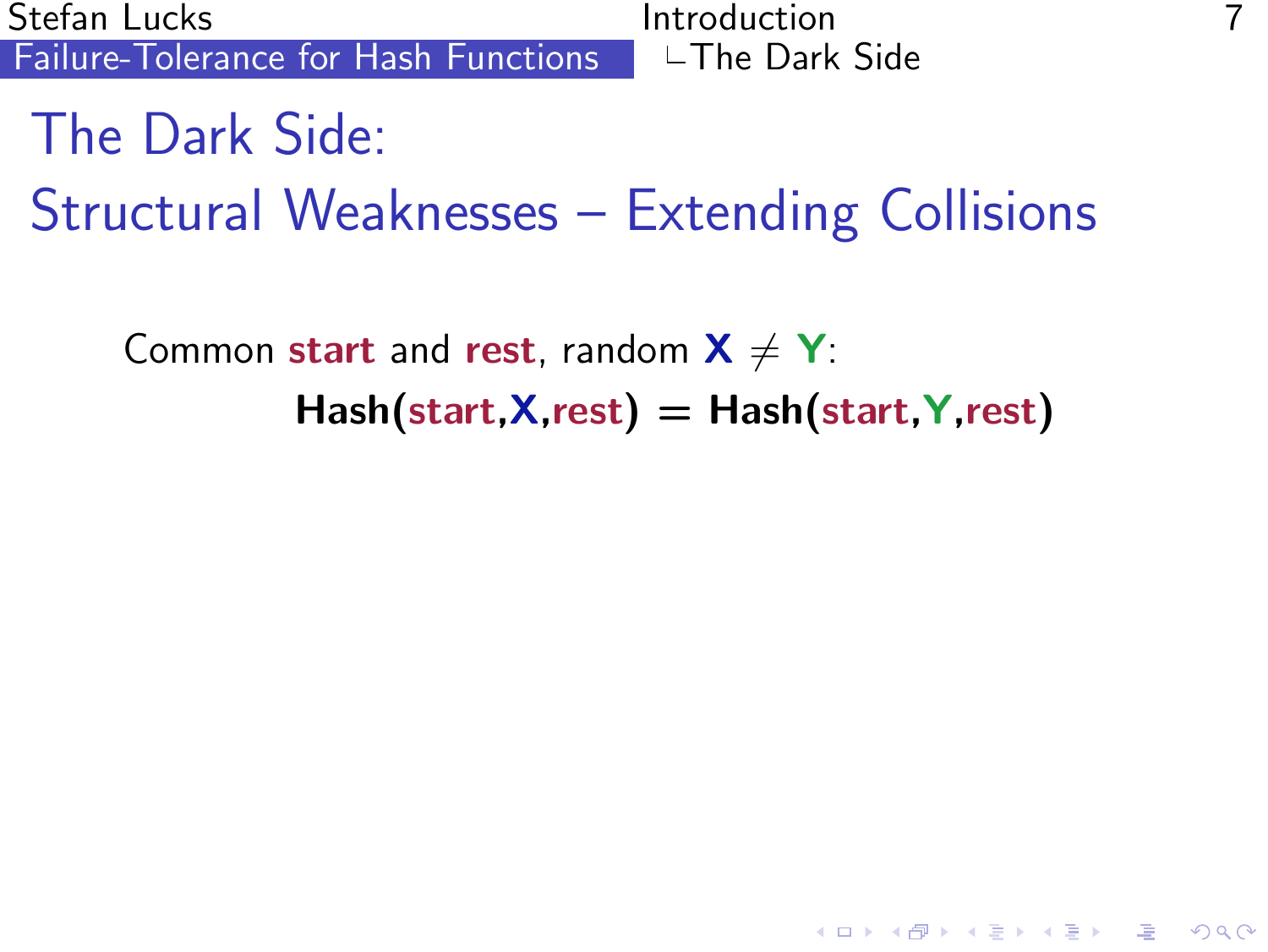# The Dark Side: Structural Weaknesses – Extending Collisions

Common **start** and **rest**, random **X** $\neq$ **Y**:

**Hash(start,X,rest) = Hash(start,Y,rest)**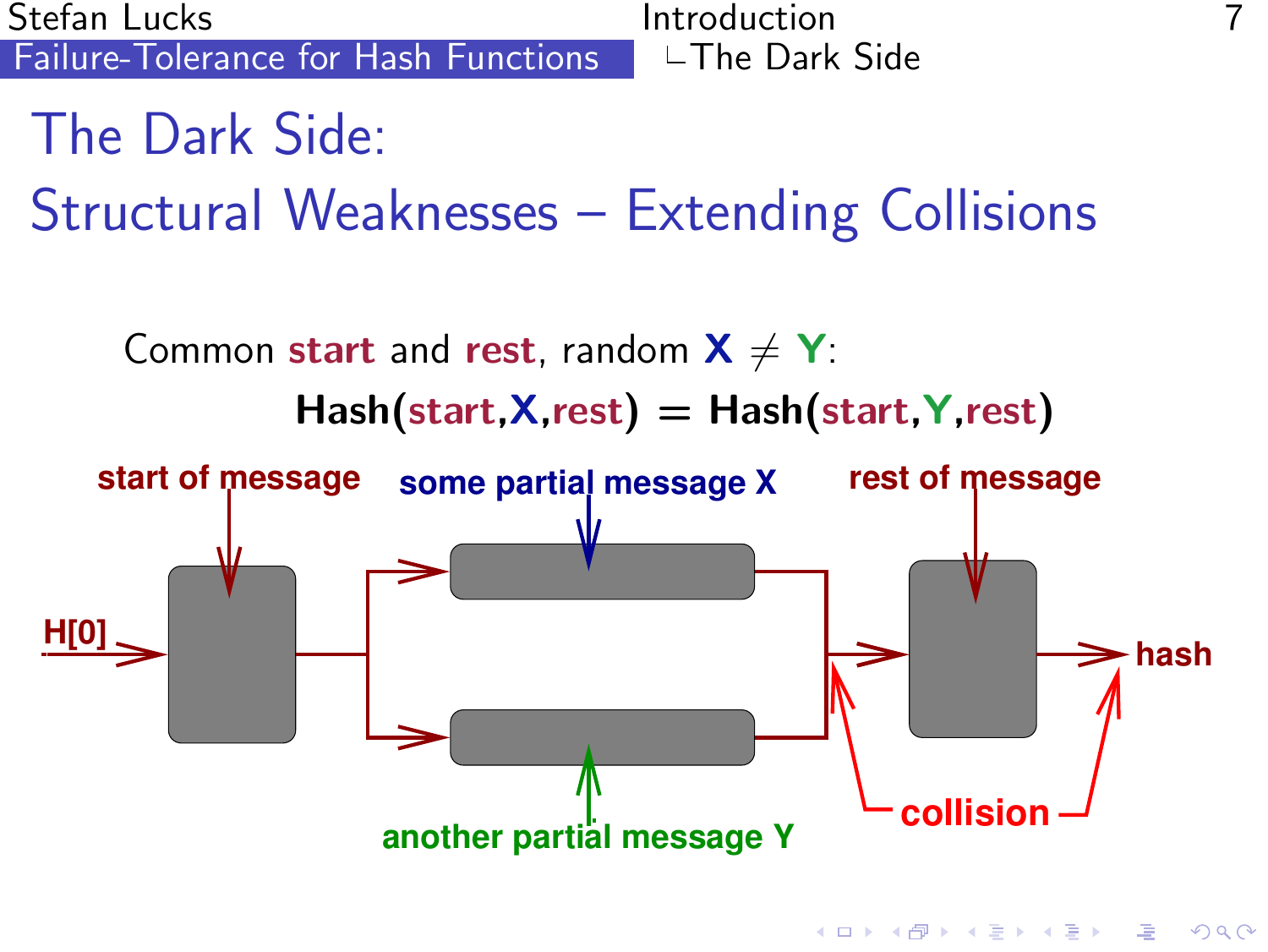# The Dark Side: Structural Weaknesses – Extending Collisions

Common **start** and **rest**, random $\mathbf{X} \neq \mathbf{Y}$:

$$\mathbf{Hash(start,X,rest) = Hash(start,Y,rest)}$$

start of message

some partial message X

rest of message

H[0]

hash

collision

another partial message Y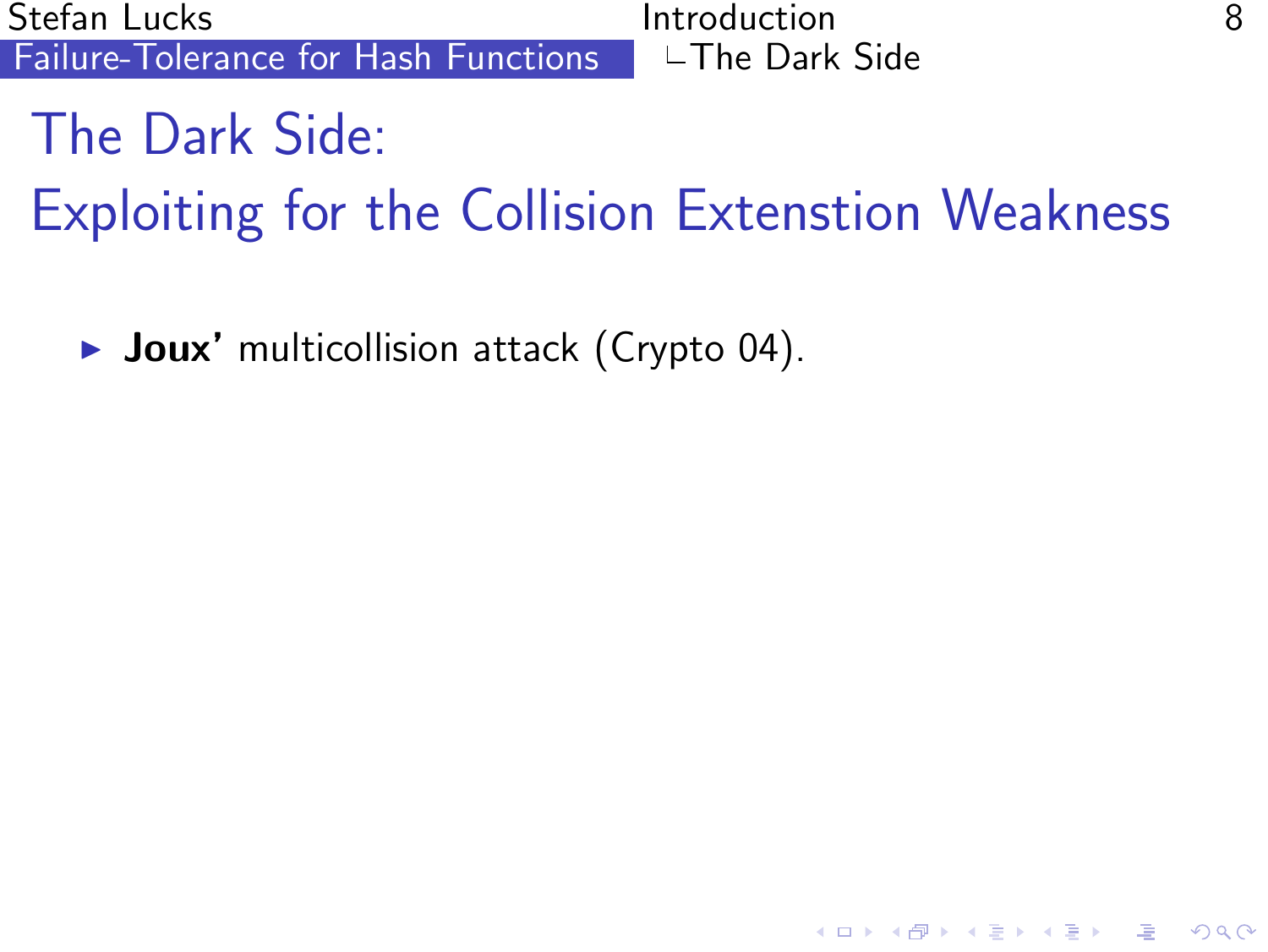# The Dark Side: Exploiting for the Collision Extenstion Weakness

- **Joux'** multicollision attack (Crypto 04).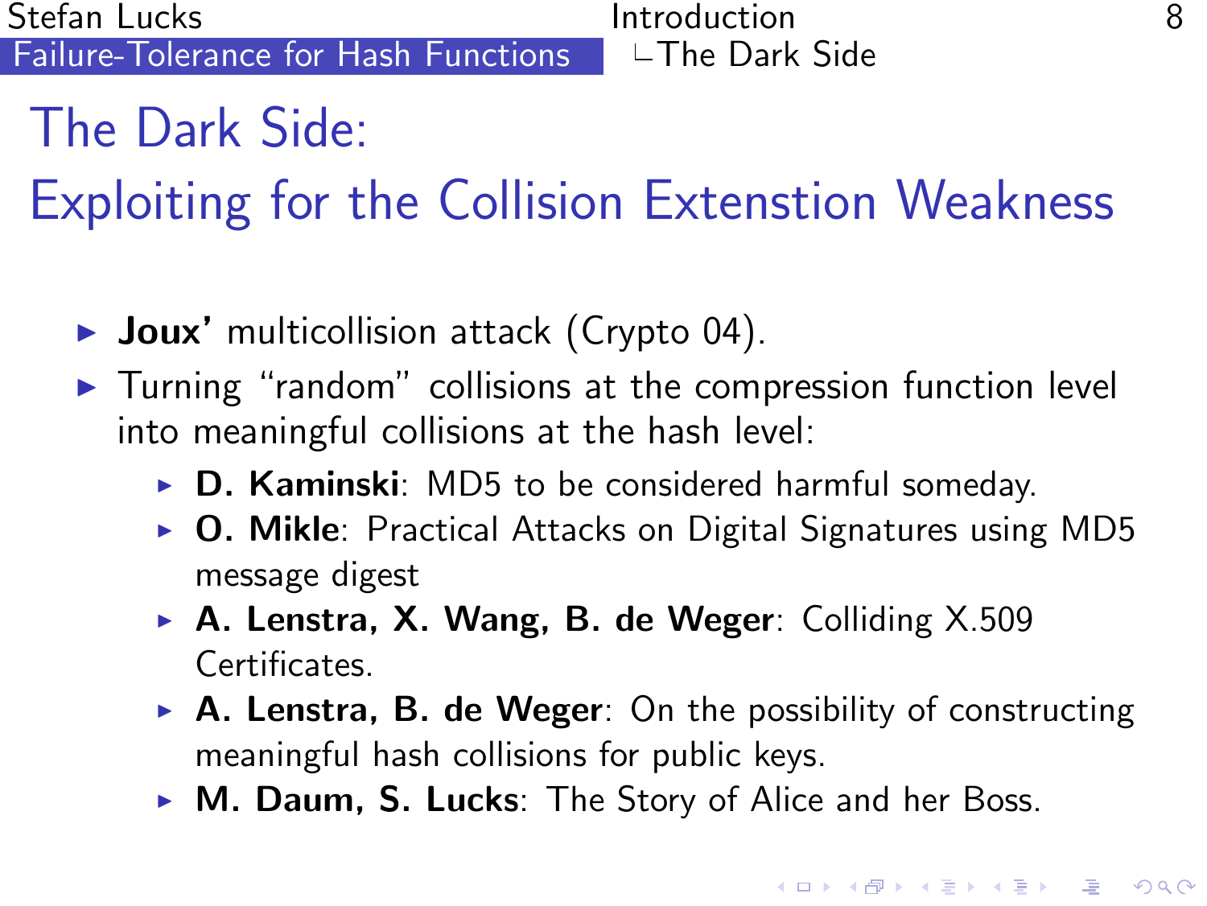# The Dark Side: Exploiting for the Collision Extenstion Weakness

- **Joux'** multicollision attack (Crypto 04).
- Turning "random" collisions at the compression function level into meaningful collisions at the hash level:
  - **D. Kaminski**: MD5 to be considered harmful someday.
  - **O. Mikle**: Practical Attacks on Digital Signatures using MD5 message digest
  - **A. Lenstra, X. Wang, B. de Weger**: Colliding X.509 Certificates.
  - **A. Lenstra, B. de Weger**: On the possibility of constructing meaningful hash collisions for public keys.
  - **M. Daum, S. Lucks**: The Story of Alice and her Boss.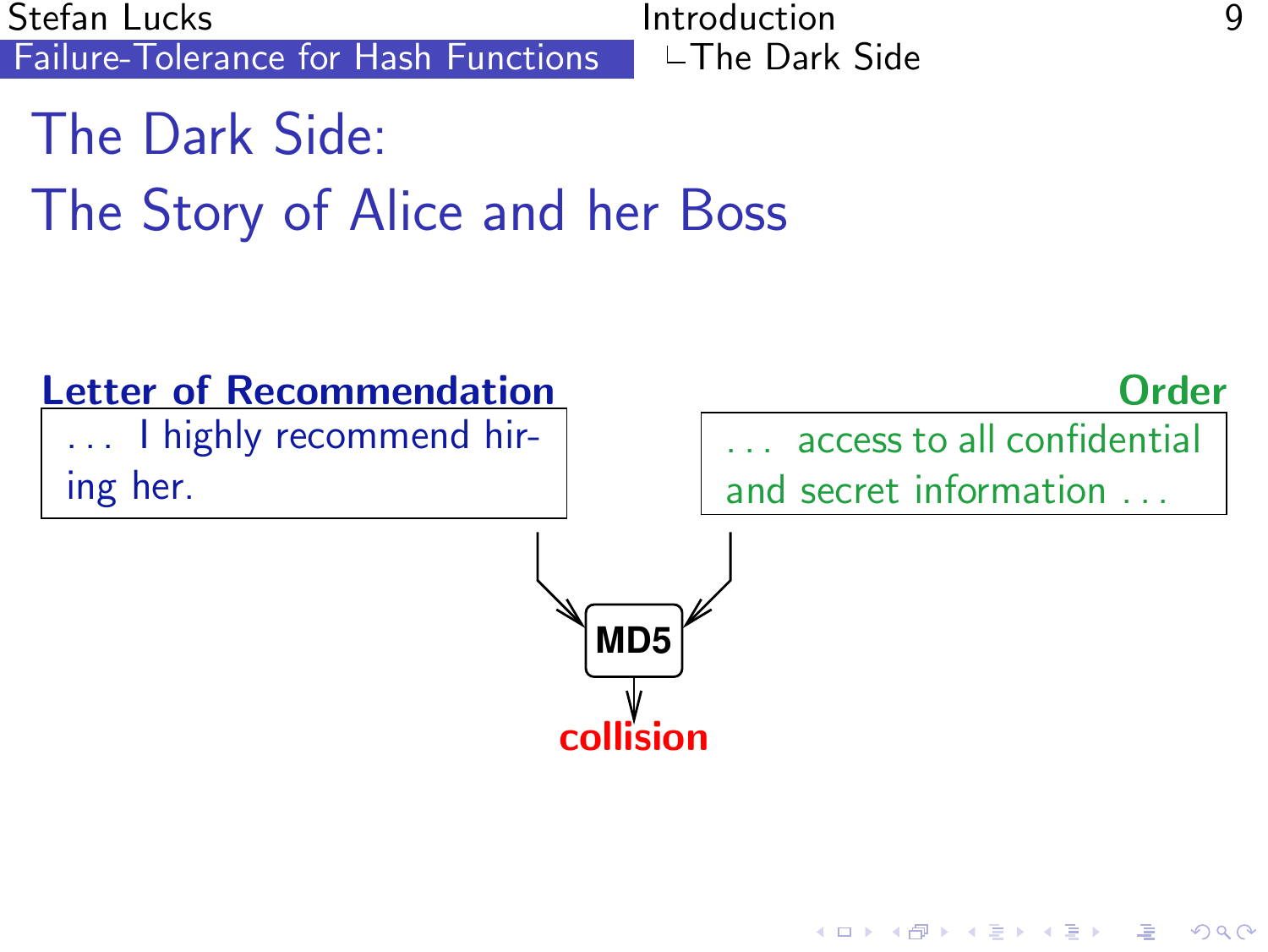# The Dark Side: The Story of Alice and her Boss

**Letter of Recommendation**

... I highly recommend hiring her.

**Order**

... access to all confidential and secret information ...

**MD5**

**collision**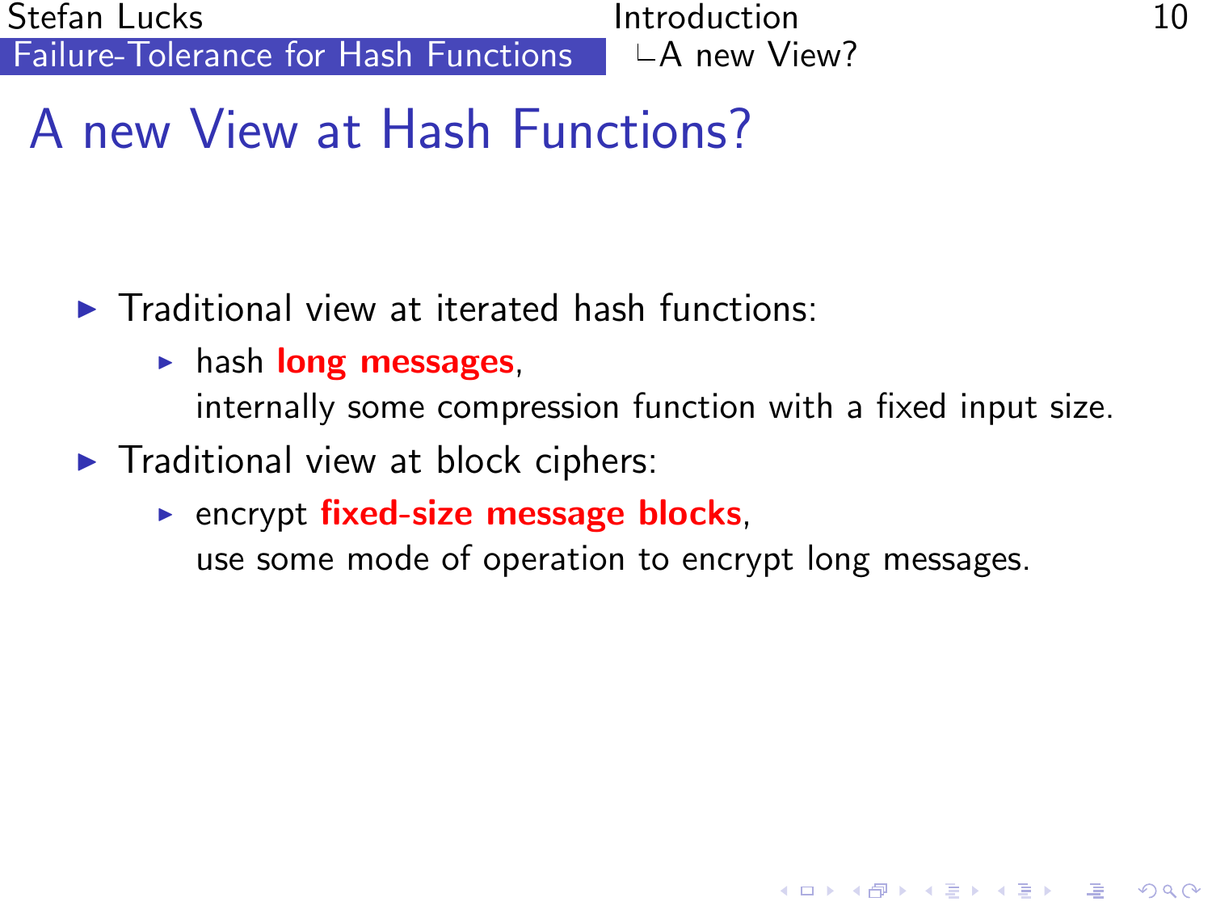# A new View at Hash Functions?

- Traditional view at iterated hash functions:
  - hash **long messages**,
    internally some compression function with a fixed input size.
- Traditional view at block ciphers:
  - encrypt **fixed-size message blocks**,
    use some mode of operation to encrypt long messages.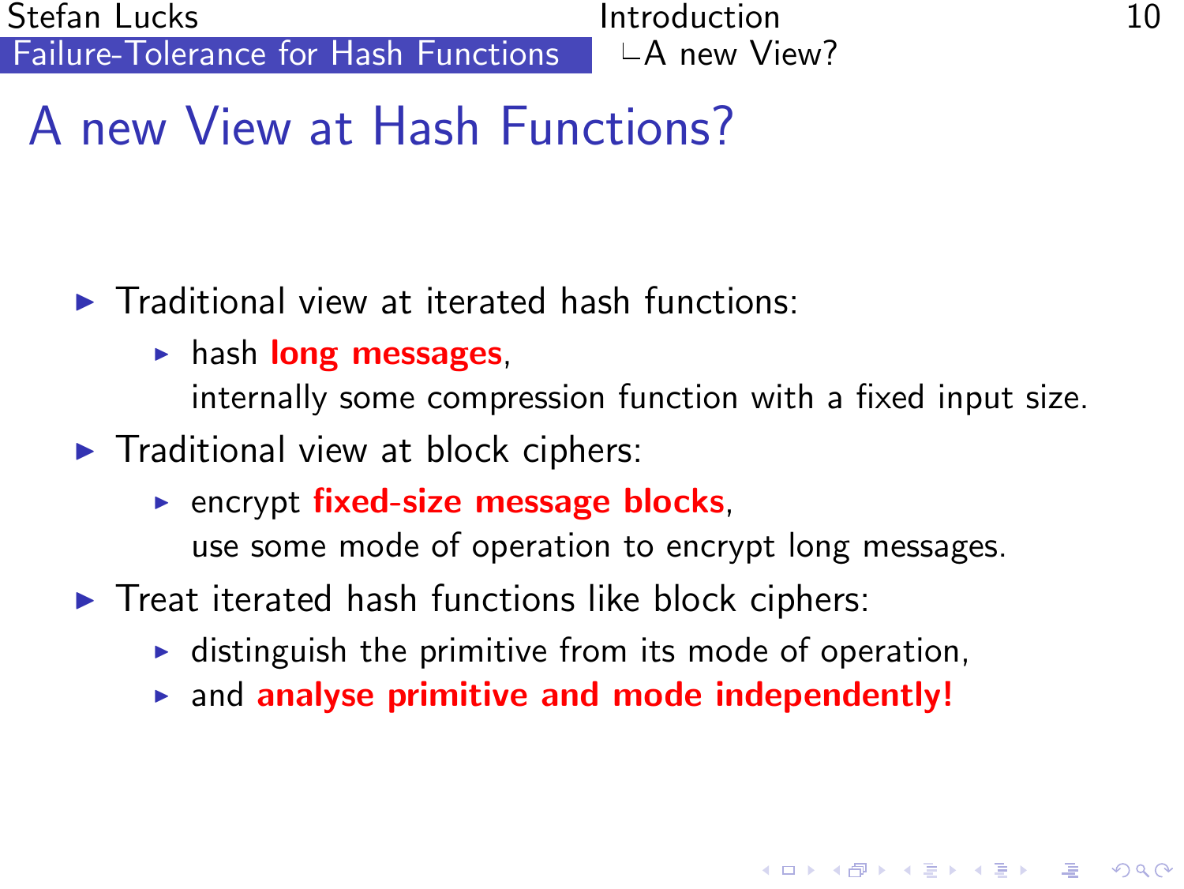# A new View at Hash Functions?

- Traditional view at iterated hash functions:
  - hash **long messages**,
    internally some compression function with a fixed input size.
- Traditional view at block ciphers:
  - encrypt **fixed-size message blocks**,
    use some mode of operation to encrypt long messages.
- Treat iterated hash functions like block ciphers:
  - distinguish the primitive from its mode of operation,
  - and **analyse primitive and mode independently!**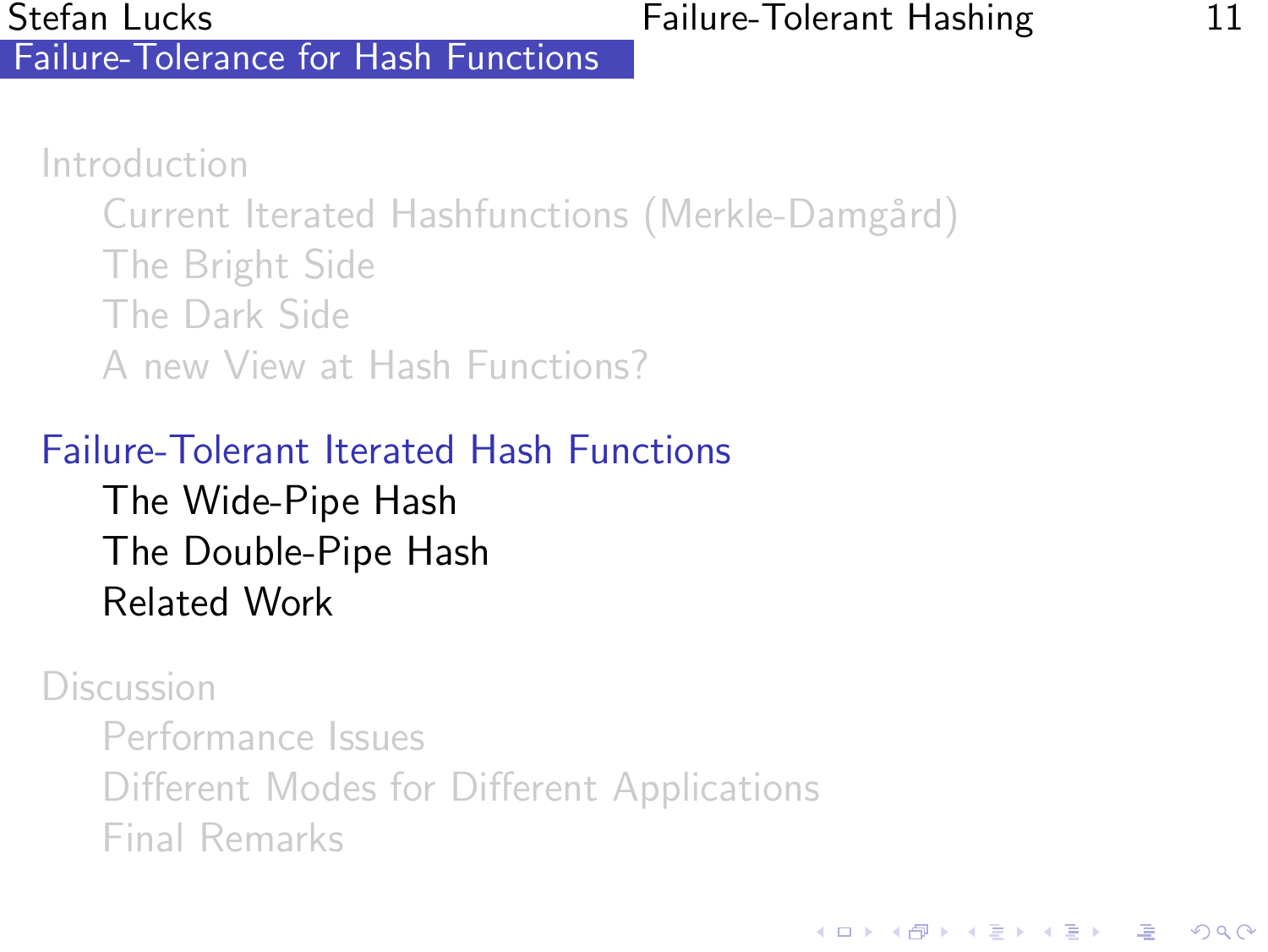## Failure-Tolerance for Hash Functions

Introduction

- Current Iterated Hashfunctions (Merkle-Damgård)
- The Bright Side
- The Dark Side
- A new View at Hash Functions?

Failure-Tolerant Iterated Hash Functions

- The Wide-Pipe Hash
- The Double-Pipe Hash
- Related Work

Discussion

- Performance Issues
- Different Modes for Different Applications
- Final Remarks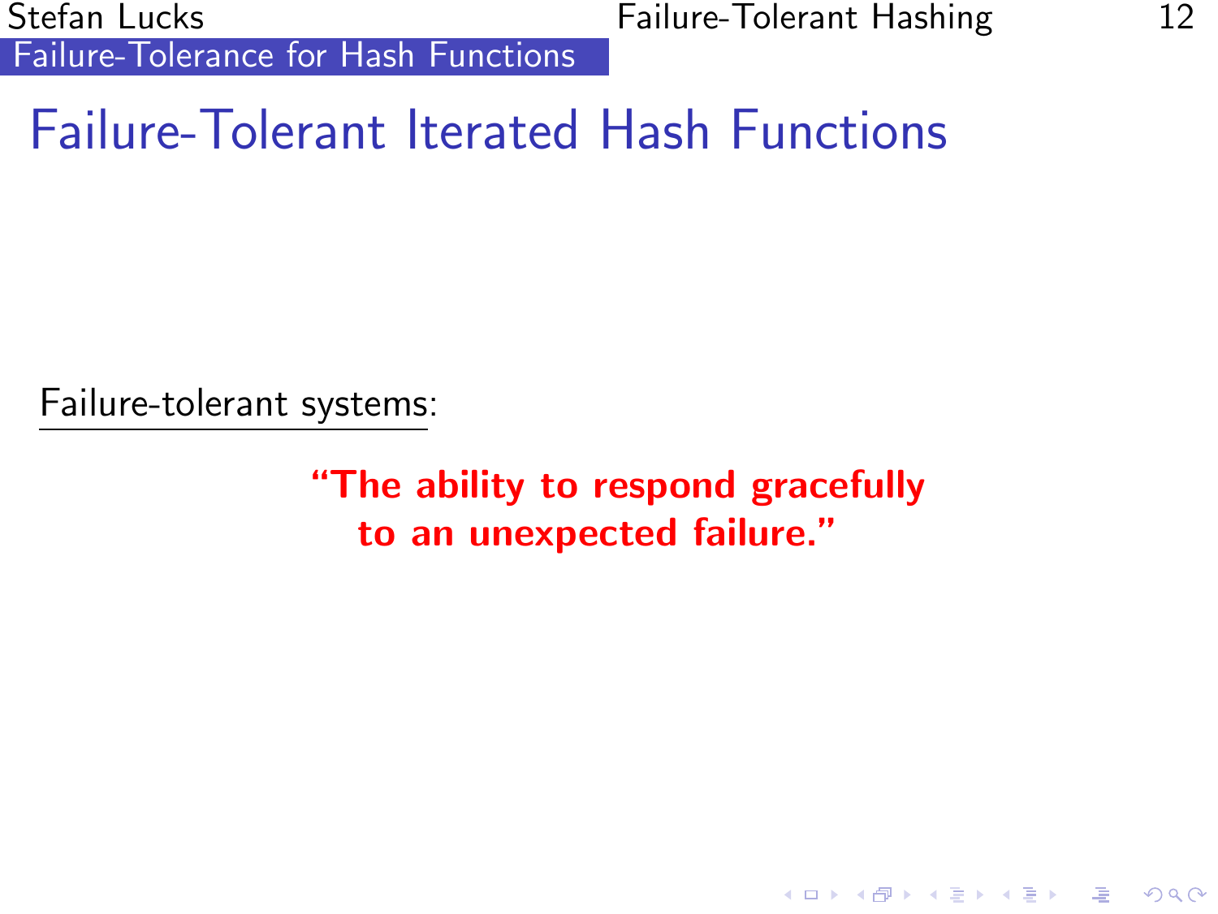# Failure-Tolerant Iterated Hash Functions

Failure-tolerant systems:

**"The ability to respond gracefully to an unexpected failure."**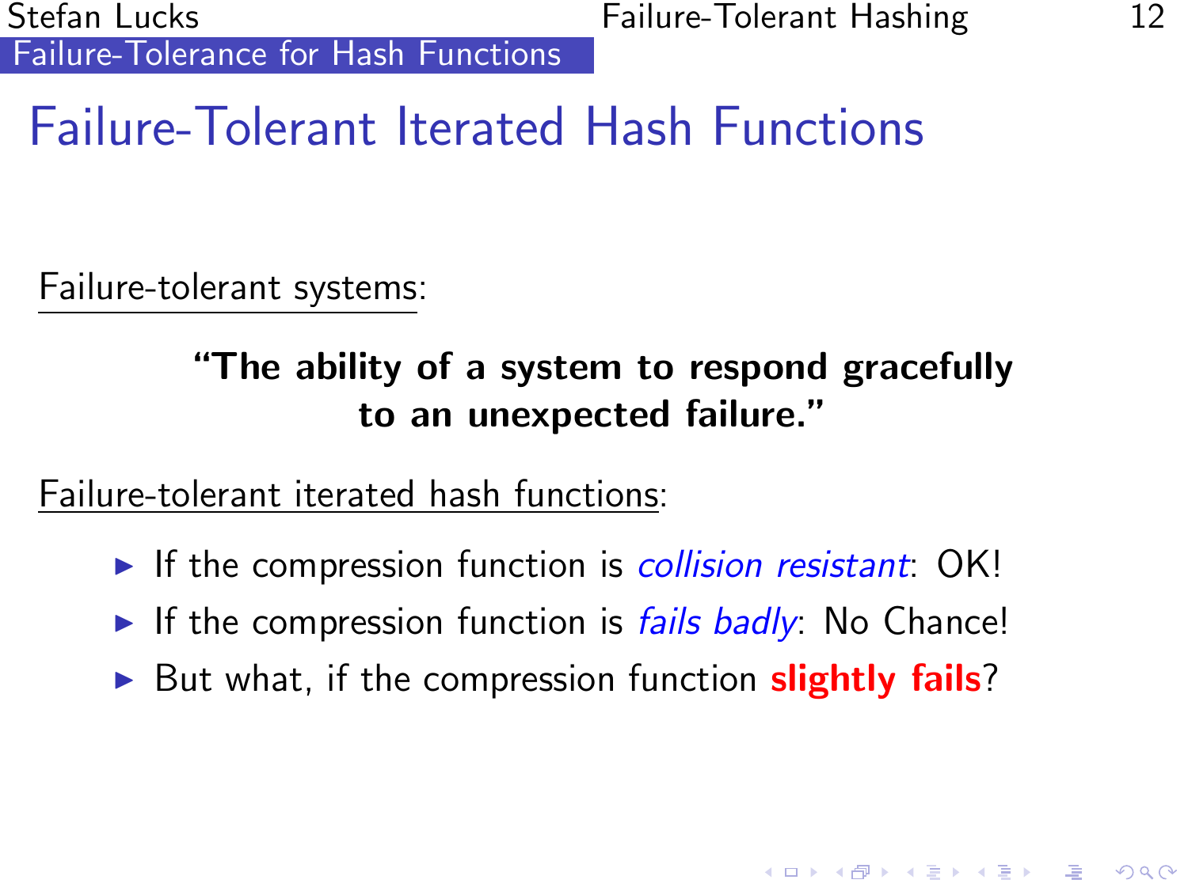# Failure-Tolerant Iterated Hash Functions

Failure-tolerant systems:

**"The ability of a system to respond gracefully to an unexpected failure."**

Failure-tolerant iterated hash functions:

- If the compression function is *collision resistant*: OK!
- If the compression function is *fails badly*: No Chance!
- But what, if the compression function **slightly fails**?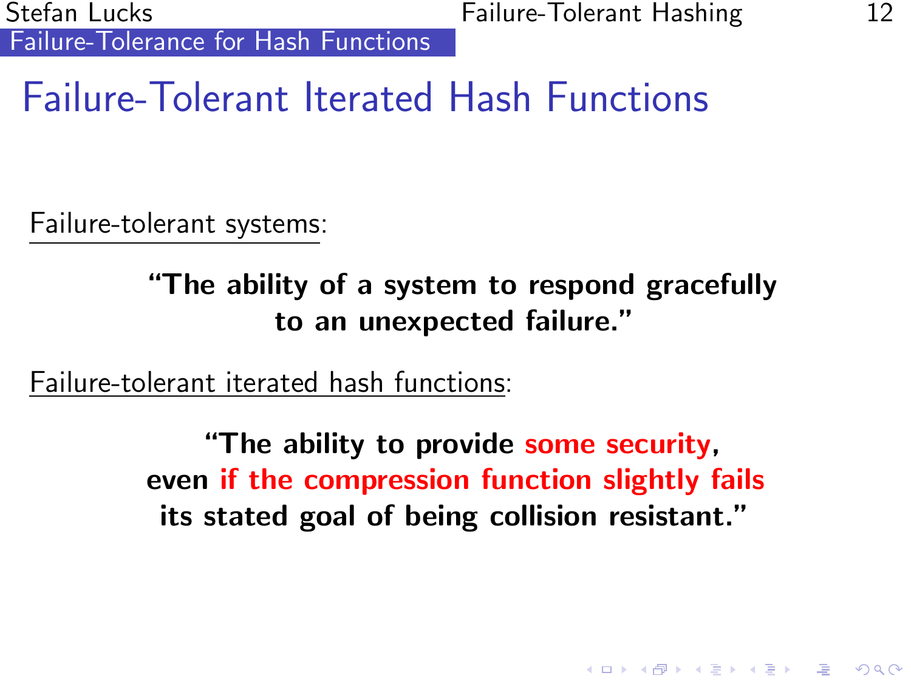# Failure-Tolerant Iterated Hash Functions

Failure-tolerant systems:

**"The ability of a system to respond gracefully to an unexpected failure."**

Failure-tolerant iterated hash functions:

**"The ability to provide some security, even if the compression function slightly fails its stated goal of being collision resistant."**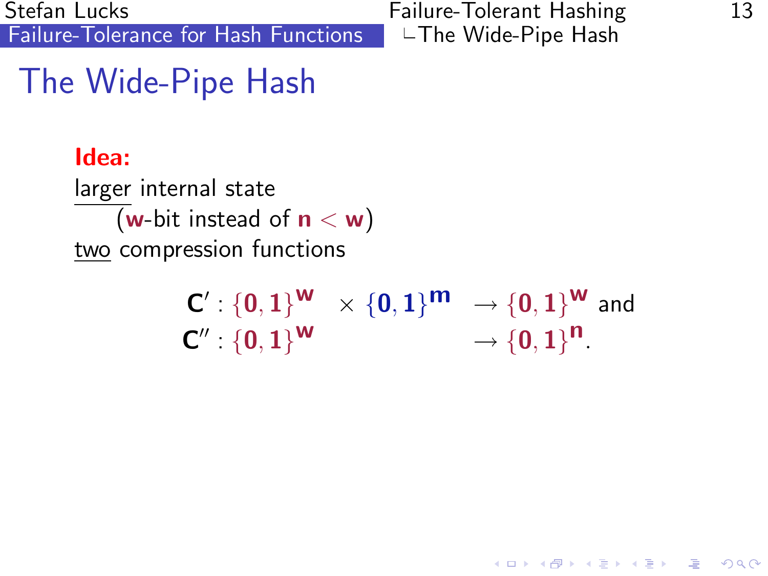# The Wide-Pipe Hash

**Idea:**

larger internal state

($\mathbf{w}$-bit instead of $\mathbf{n} < \mathbf{w}$)

two compression functions

$$\mathbf{C}' : \{0,1\}^{\mathbf{w}} \times \{0,1\}^{\mathbf{m}} \rightarrow \{0,1\}^{\mathbf{w}} \text{ and}$$

$$\mathbf{C}'' : \{0,1\}^{\mathbf{w}} \rightarrow \{0,1\}^{\mathbf{n}}.$$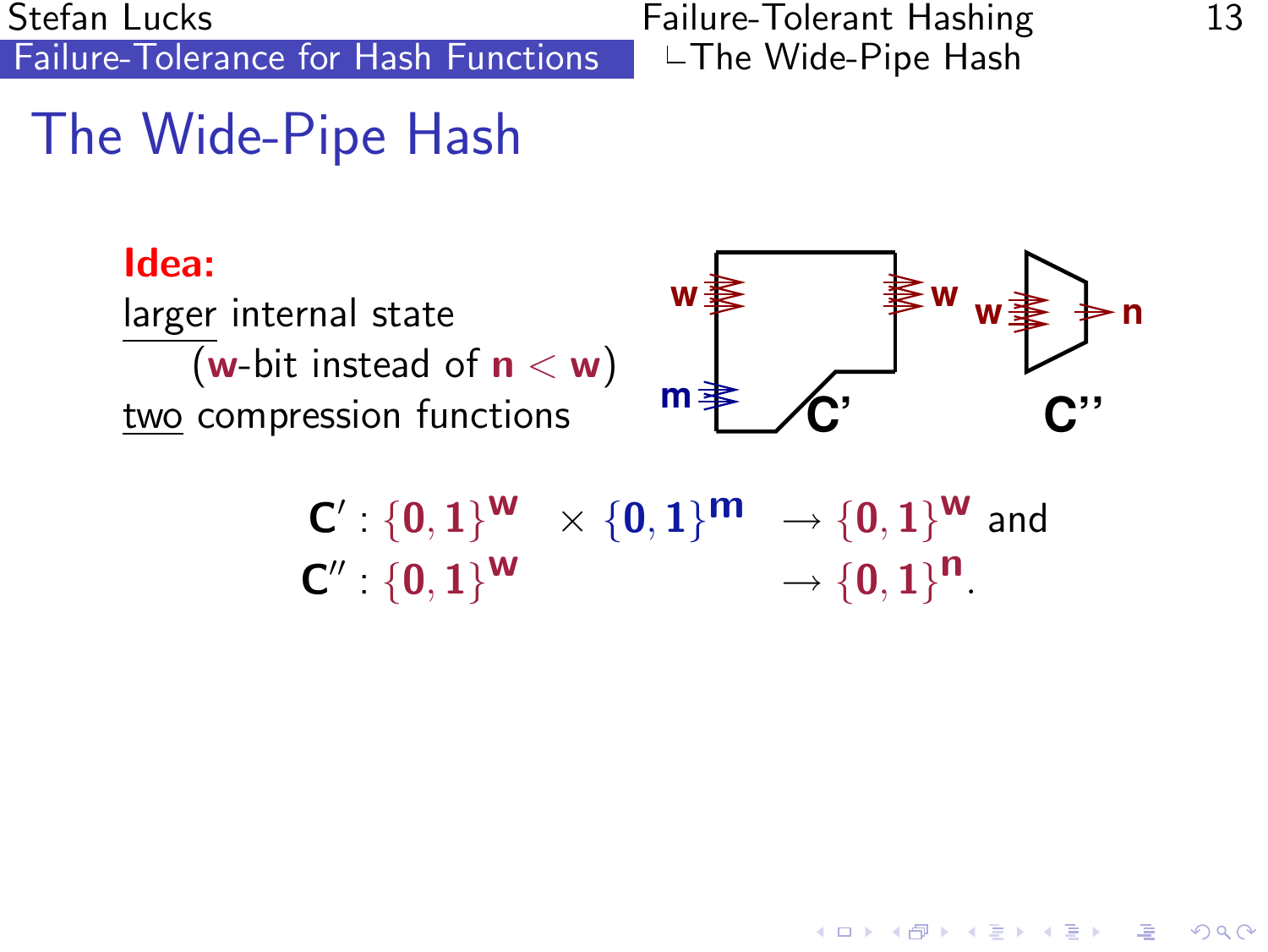# The Wide-Pipe Hash

**Idea:**

larger internal state
  ($w$-bit instead of $n < w$)
two compression functions

w
w
m
C'

w
n
C''

$$C' : \{0,1\}^w \times \{0,1\}^m \rightarrow \{0,1\}^w \text{ and}$$
$$C'' : \{0,1\}^w \rightarrow \{0,1\}^n.$$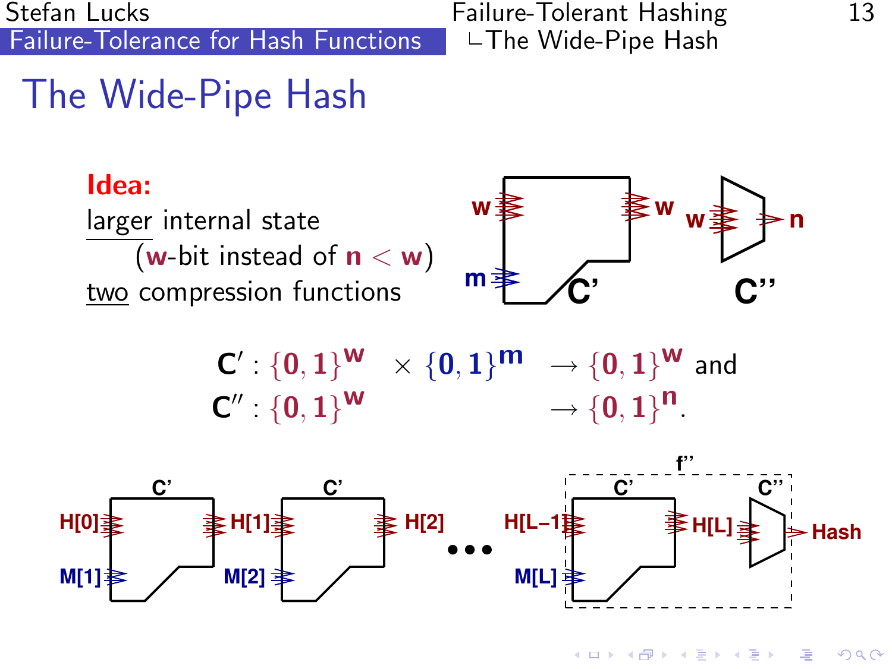# The Wide-Pipe Hash

**Idea:**

larger internal state

(**w**-bit instead of **n** < **w**)

two compression functions

w
w
m
C'
w
n
C''

$$\mathbf{C}' : \{0,1\}^{\mathbf{w}} \times \{0,1\}^{\mathbf{m}} \rightarrow \{0,1\}^{\mathbf{w}} \text{ and}$$
$$\mathbf{C}'' : \{0,1\}^{\mathbf{w}} \rightarrow \{0,1\}^{\mathbf{n}}.$$

C'
C'
f''
C'
C''
H[0]
H[1]
H[2]
H[L−1]
H[L]
Hash
M[1]
M[2]
M[L]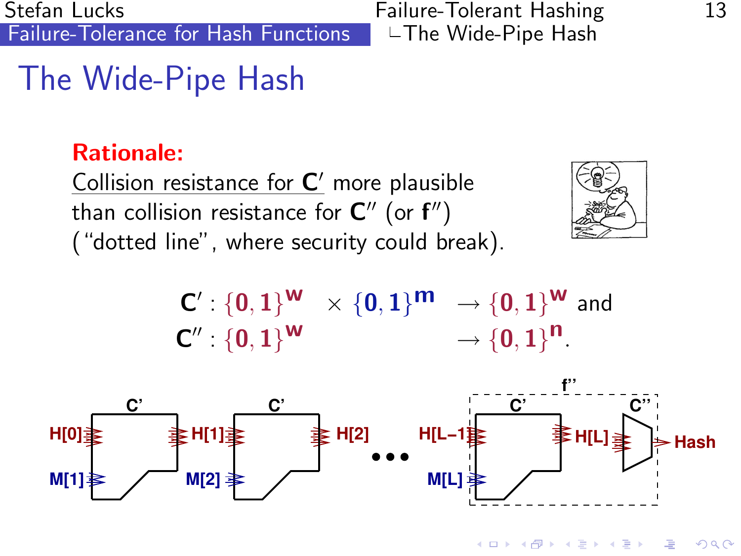# The Wide-Pipe Hash

**Rationale:**

Collision resistance for $\mathbf{C}'$ more plausible than collision resistance for $\mathbf{C}''$ (or $\mathbf{f}''$) ("dotted line", where security could break).

$$\mathbf{C}' : \{0,1\}^{\mathbf{w}} \times \{0,1\}^{\mathbf{m}} \rightarrow \{0,1\}^{\mathbf{w}} \text{ and}$$
$$\mathbf{C}'' : \{0,1\}^{\mathbf{w}} \rightarrow \{0,1\}^{\mathbf{n}}.$$

f''

C'

C'

C'

C''

H[0]

H[1]

H[2]

H[L−1]

H[L]

Hash

M[1]

M[2]

M[L]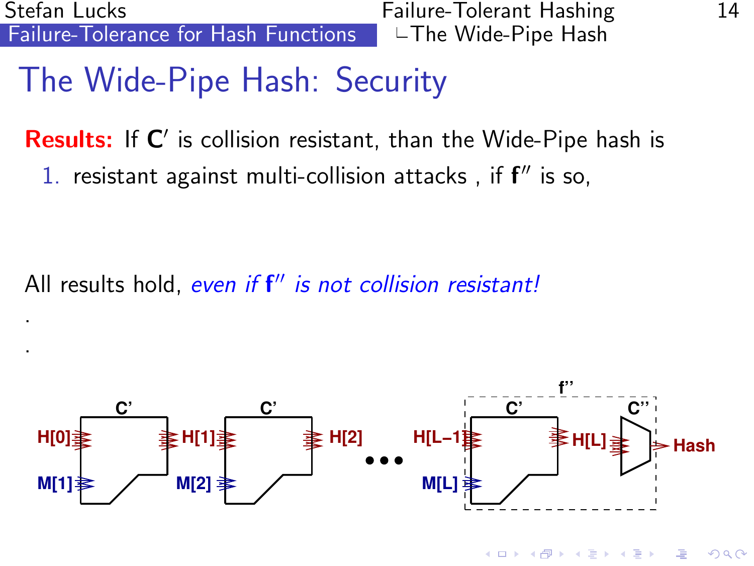# The Wide-Pipe Hash: Security

**Results:** If $\mathbf{C}'$ is collision resistant, than the Wide-Pipe hash is

1. resistant against multi-collision attacks , if $\mathbf{f}''$ is so,

All results hold, *even if $\mathbf{f}''$ is not collision resistant!*

.

.

C'
C'
f''
C'
C''
H[0]
H[1]
H[2]
H[L−1]
H[L]
Hash
M[1]
M[2]
M[L]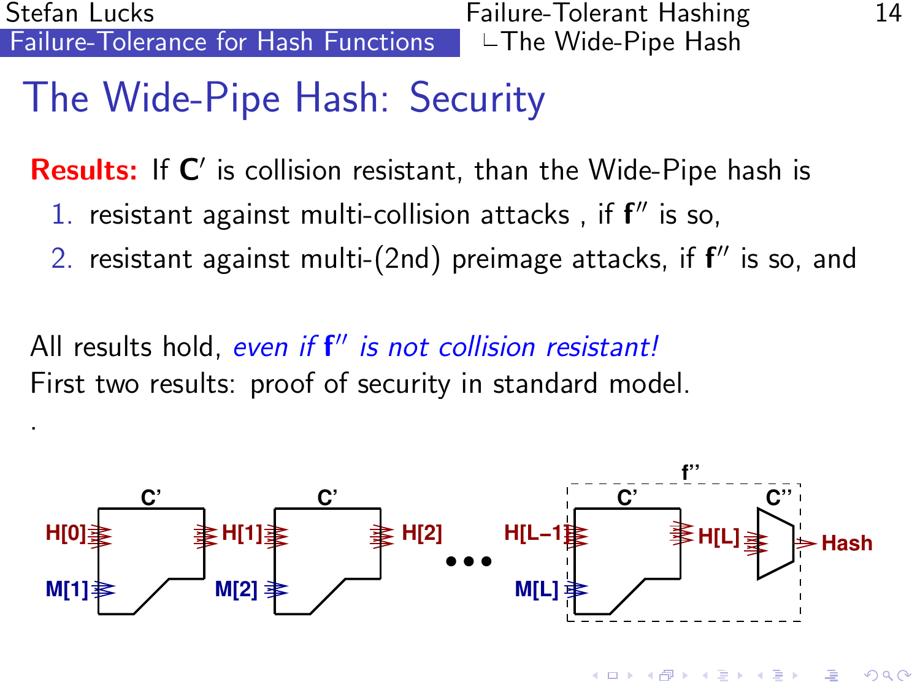# The Wide-Pipe Hash: Security

**Results:** If $\mathbf{C}'$ is collision resistant, than the Wide-Pipe hash is

1. resistant against multi-collision attacks , if $\mathbf{f}''$ is so,
2. resistant against multi-(2nd) preimage attacks, if $\mathbf{f}''$ is so, and

All results hold, *even if* $\mathbf{f}''$ *is not collision resistant!*
First two results: proof of security in standard model.

.

f''
C'
C'
C'
C''
H[0]
H[1]
H[2]
H[L−1]
H[L]
M[1]
M[2]
M[L]
Hash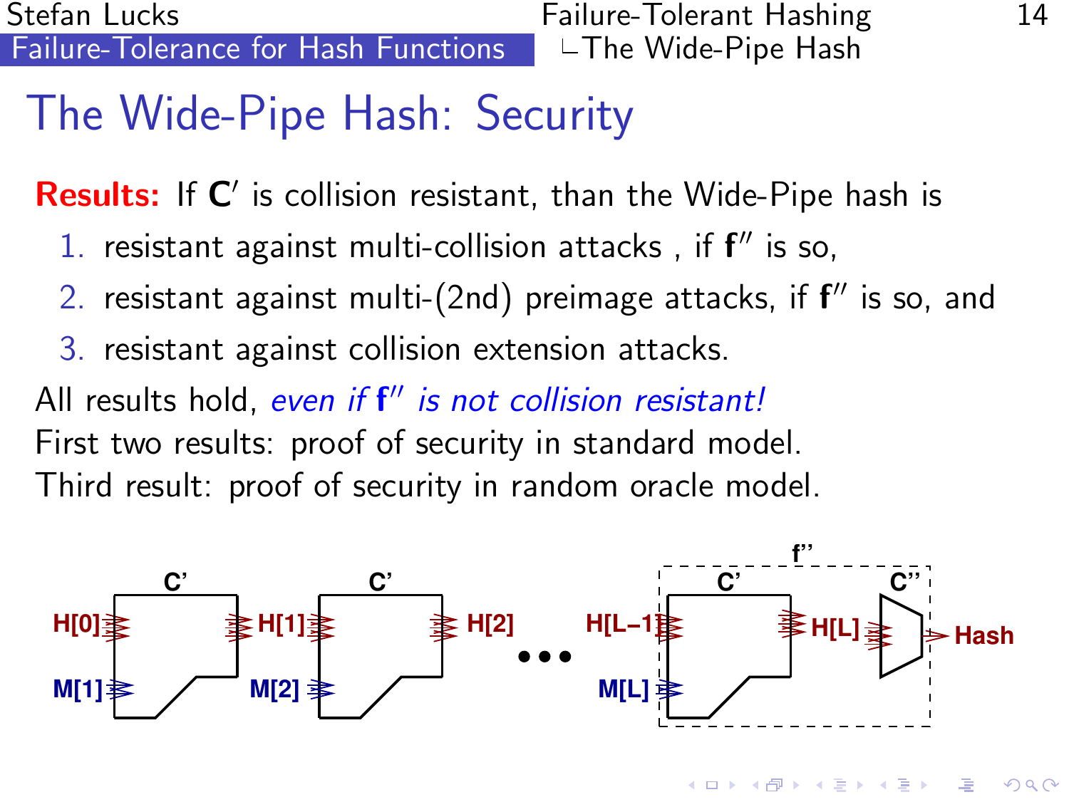# The Wide-Pipe Hash: Security

**Results:** If $\mathbf{C}'$ is collision resistant, than the Wide-Pipe hash is

1. resistant against multi-collision attacks , if $\mathbf{f}''$ is so,
2. resistant against multi-(2nd) preimage attacks, if $\mathbf{f}''$ is so, and
3. resistant against collision extension attacks.

All results hold, *even if* $\mathbf{f}''$ *is not collision resistant!*
First two results: proof of security in standard model.
Third result: proof of security in random oracle model.

C'
C'
C'
C''
f''
H[0]
M[1]
H[1]
M[2]
H[2]
H[L−1]
M[L]
H[L]
Hash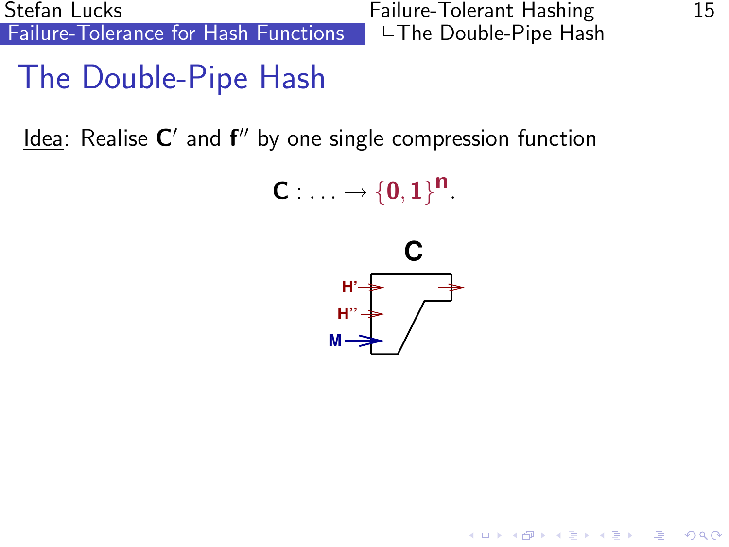# The Double-Pipe Hash

Idea: Realise $\mathbf{C}'$ and $\mathbf{f}''$ by one single compression function

$$\mathbf{C} : \ldots \rightarrow \{0,1\}^{\mathbf{n}}.$$

C

H'

H''

M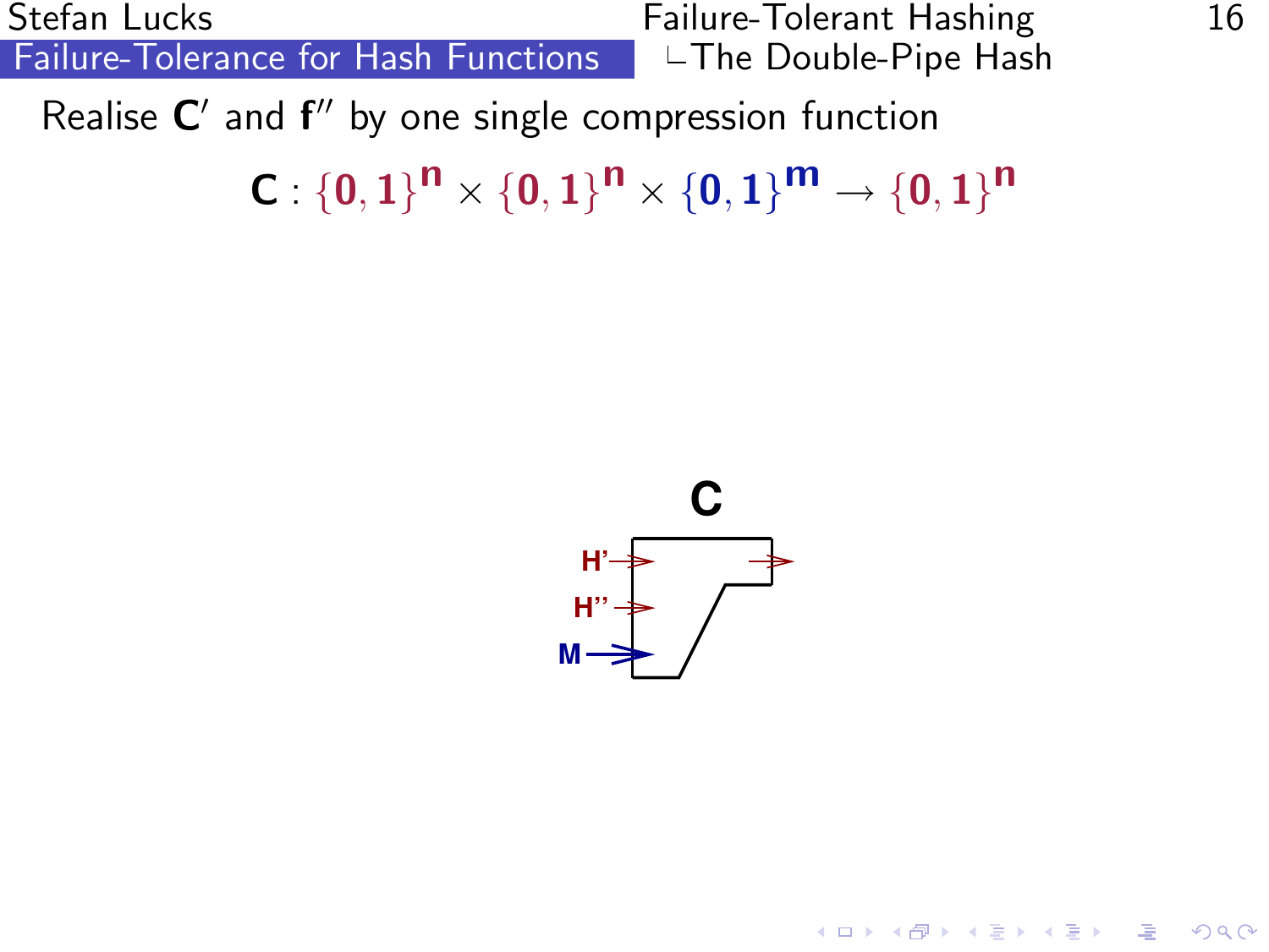Realise $\mathbf{C}'$ and $\mathbf{f}''$ by one single compression function

$$\mathbf{C} : \{0,1\}^{\mathbf{n}} \times \{0,1\}^{\mathbf{n}} \times \{0,1\}^{\mathbf{m}} \rightarrow \{0,1\}^{\mathbf{n}}$$

C

H'

H''

M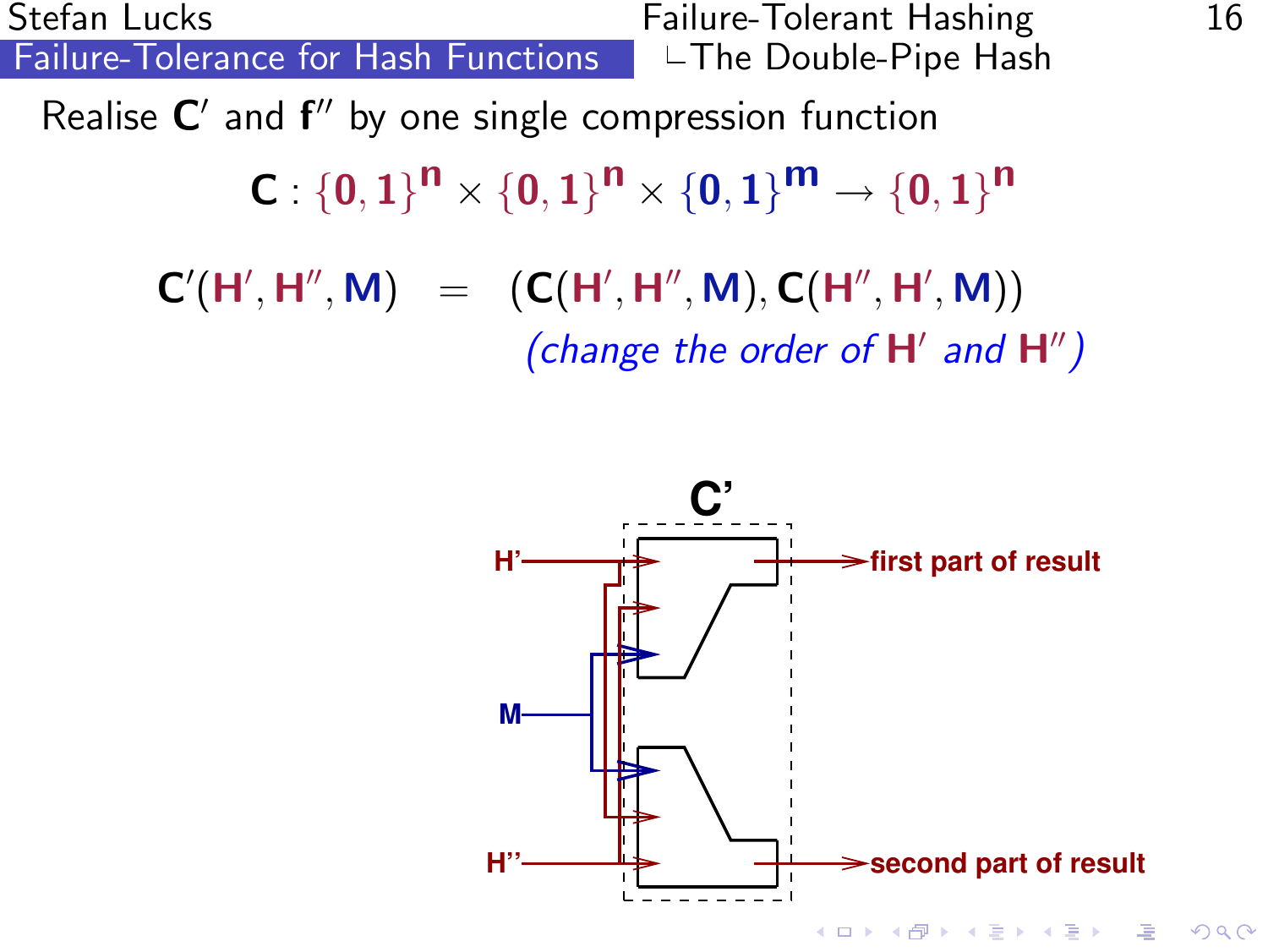Realise $\mathbf{C}'$ and $\mathbf{f}''$ by one single compression function

$$\mathbf{C} : \{0,1\}^{\mathbf{n}} \times \{0,1\}^{\mathbf{n}} \times \{0,1\}^{\mathbf{m}} \rightarrow \{0,1\}^{\mathbf{n}}$$

$$\mathbf{C}'(\mathbf{H}', \mathbf{H}'', \mathbf{M}) \quad = \quad (\mathbf{C}(\mathbf{H}', \mathbf{H}'', \mathbf{M}), \mathbf{C}(\mathbf{H}'', \mathbf{H}', \mathbf{M}))$$

*(change the order of $\mathbf{H}'$ and $\mathbf{H}''$)*

**C'**

H' → first part of result

M

H'' → second part of result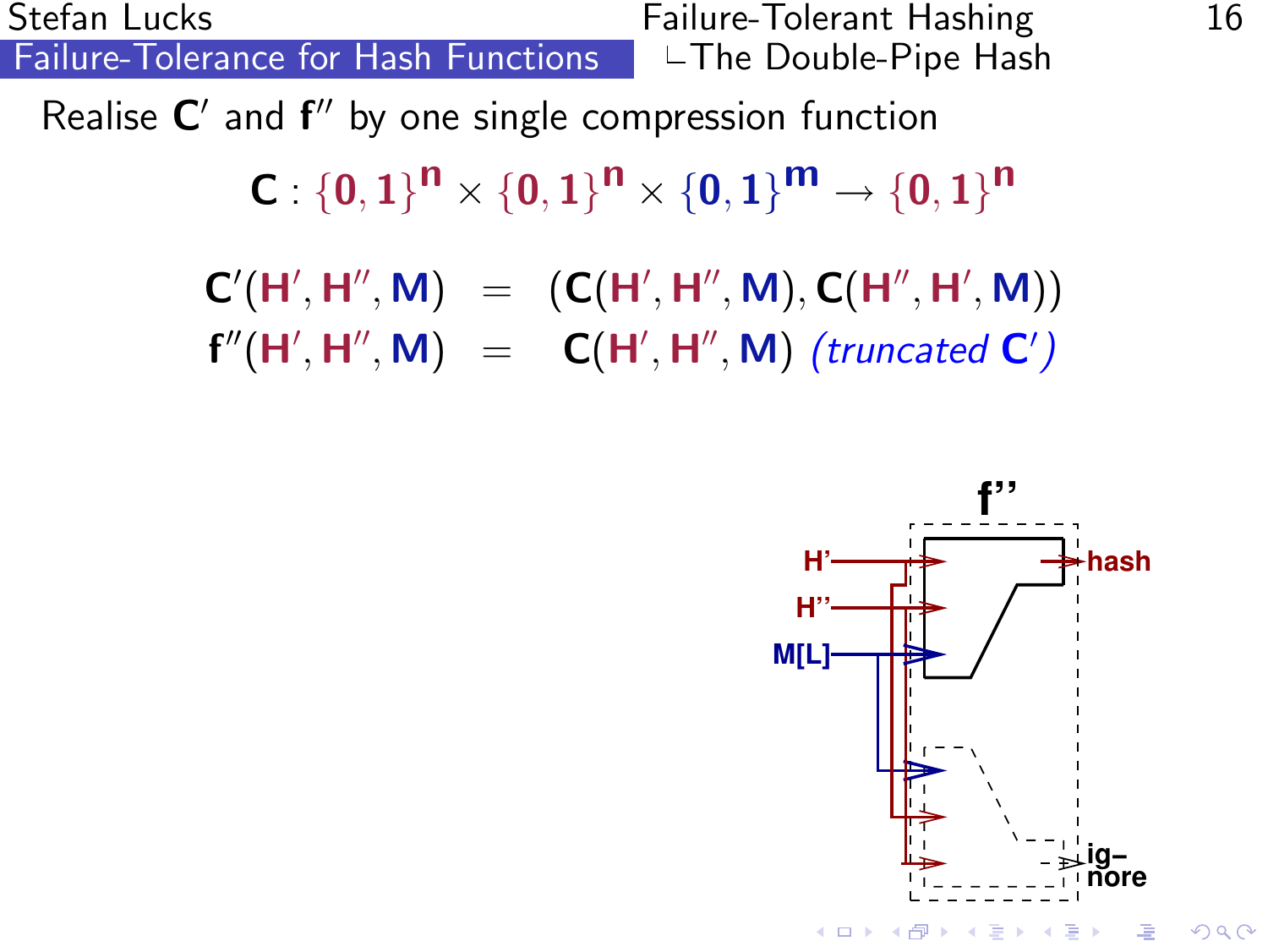Realise $\mathbf{C}'$ and $\mathbf{f}''$ by one single compression function

$$\mathbf{C} : \{0,1\}^n \times \{0,1\}^n \times \{0,1\}^m \rightarrow \{0,1\}^n$$

$$\begin{aligned}
\mathbf{C}'(\mathbf{H}', \mathbf{H}'', \mathbf{M}) &= (\mathbf{C}(\mathbf{H}', \mathbf{H}'', \mathbf{M}), \mathbf{C}(\mathbf{H}'', \mathbf{H}', \mathbf{M})) \\
\mathbf{f}''(\mathbf{H}', \mathbf{H}'', \mathbf{M}) &= \mathbf{C}(\mathbf{H}', \mathbf{H}'', \mathbf{M}) \ \textit{(truncated } \mathbf{C}'\textit{)}
\end{aligned}$$

f''

H'

H''

M[L]

hash

ig–
nore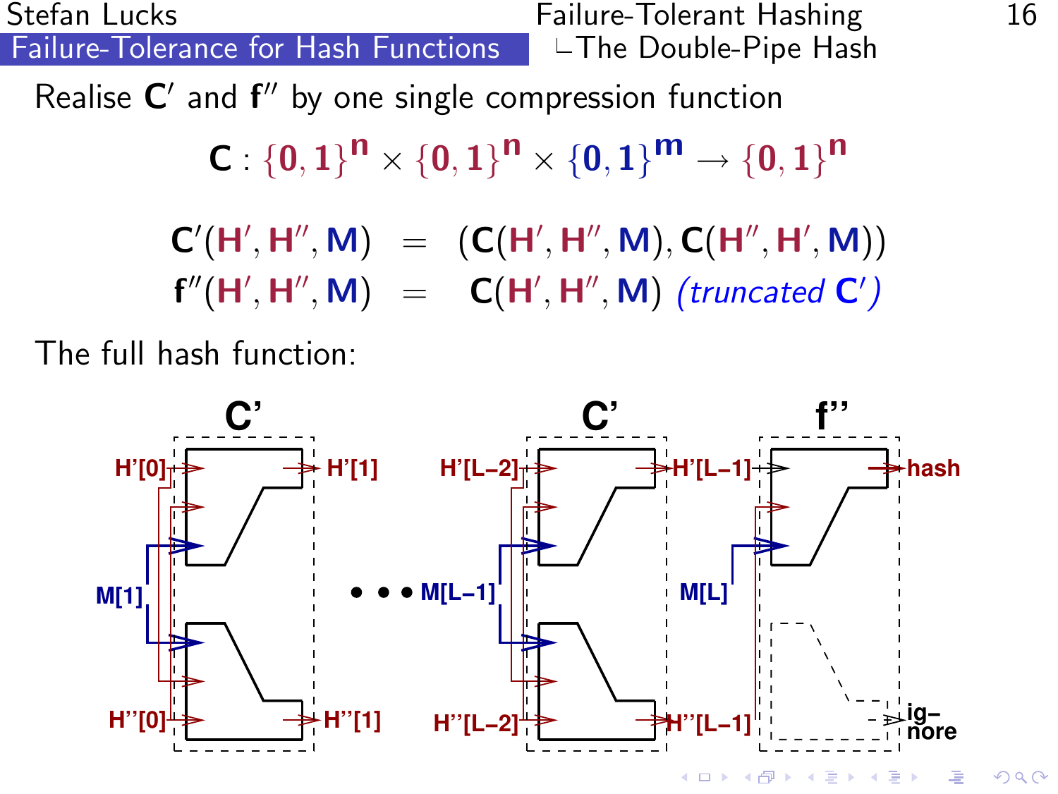Realise $\mathbf{C}'$ and $\mathbf{f}''$ by one single compression function

$$\mathbf{C} : \{0,1\}^n \times \{0,1\}^n \times \{0,1\}^m \rightarrow \{0,1\}^n$$

$$\begin{aligned}
\mathbf{C}'(\mathbf{H}', \mathbf{H}'', \mathbf{M}) &= (\mathbf{C}(\mathbf{H}', \mathbf{H}'', \mathbf{M}), \mathbf{C}(\mathbf{H}'', \mathbf{H}', \mathbf{M})) \\
\mathbf{f}''(\mathbf{H}', \mathbf{H}'', \mathbf{M}) &= \mathbf{C}(\mathbf{H}', \mathbf{H}'', \mathbf{M}) \quad \textit{(truncated } \mathbf{C}'\textit{)}
\end{aligned}$$

The full hash function:

C'

H'[0]

H'[1]

M[1]

H''[0]

H''[1]

• • •

C'

H'[L−2]

H'[L−1]

M[L−1]

H''[L−2]

H''[L−1]

f''

hash

M[L]

ig–nore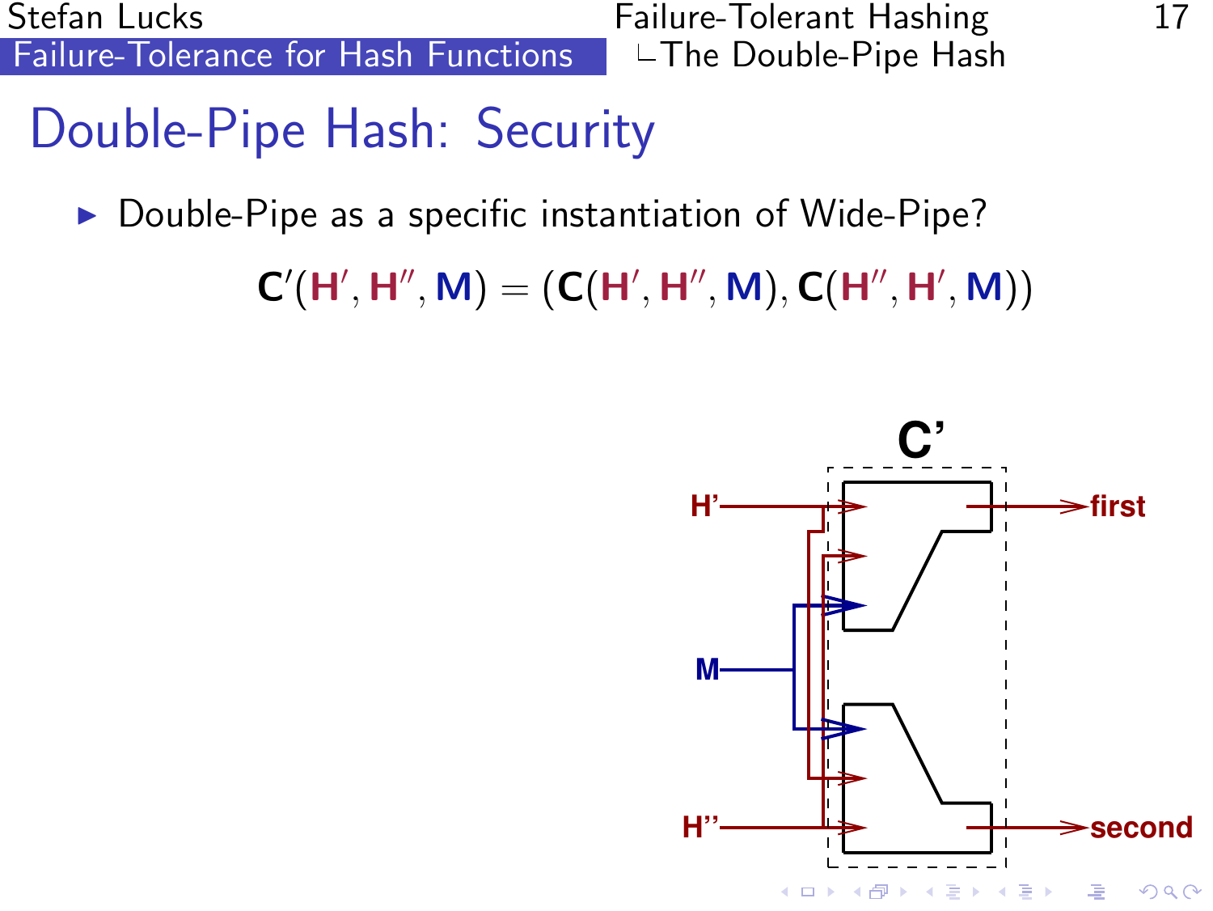# Double-Pipe Hash: Security

- Double-Pipe as a specific instantiation of Wide-Pipe?

$$\mathbf{C}'(\mathbf{H}', \mathbf{H}'', \mathbf{M}) = (\mathbf{C}(\mathbf{H}', \mathbf{H}'', \mathbf{M}), \mathbf{C}(\mathbf{H}'', \mathbf{H}', \mathbf{M}))$$

C'

H'

M

H''

first

second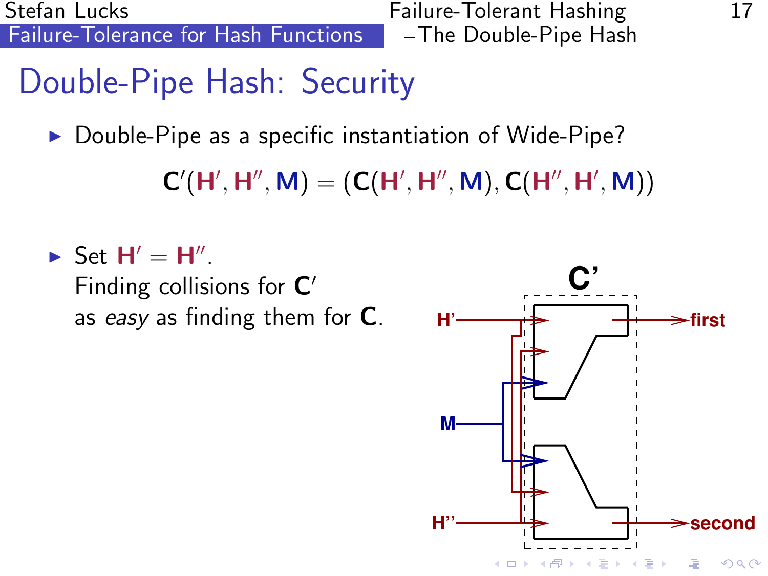# Double-Pipe Hash: Security

- Double-Pipe as a specific instantiation of Wide-Pipe?

$$\mathbf{C}'(\mathbf{H}', \mathbf{H}'', \mathbf{M}) = (\mathbf{C}(\mathbf{H}', \mathbf{H}'', \mathbf{M}), \mathbf{C}(\mathbf{H}'', \mathbf{H}', \mathbf{M}))$$

- Set $\mathbf{H}' = \mathbf{H}''$.
  Finding collisions for $\mathbf{C}'$
  as *easy* as finding them for $\mathbf{C}$.

C'

H'

M

H''

first

second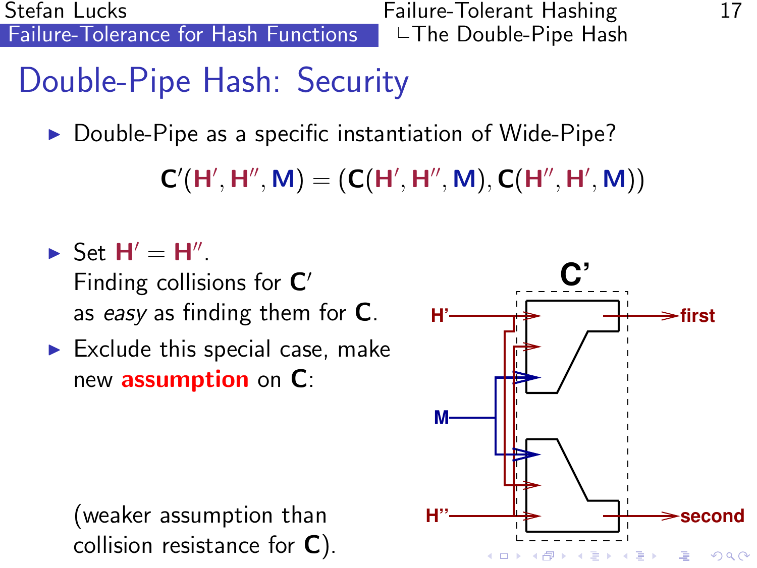# Double-Pipe Hash: Security

- Double-Pipe as a specific instantiation of Wide-Pipe?

$$\mathbf{C}'(\mathbf{H}', \mathbf{H}'', \mathbf{M}) = (\mathbf{C}(\mathbf{H}', \mathbf{H}'', \mathbf{M}), \mathbf{C}(\mathbf{H}'', \mathbf{H}', \mathbf{M}))$$

- Set $\mathbf{H}' = \mathbf{H}''$.
  Finding collisions for $\mathbf{C}'$ as *easy* as finding them for $\mathbf{C}$.
- Exclude this special case, make new **assumption** on $\mathbf{C}$:

  (weaker assumption than collision resistance for $\mathbf{C}$).

C'

H'

M

H''

first

second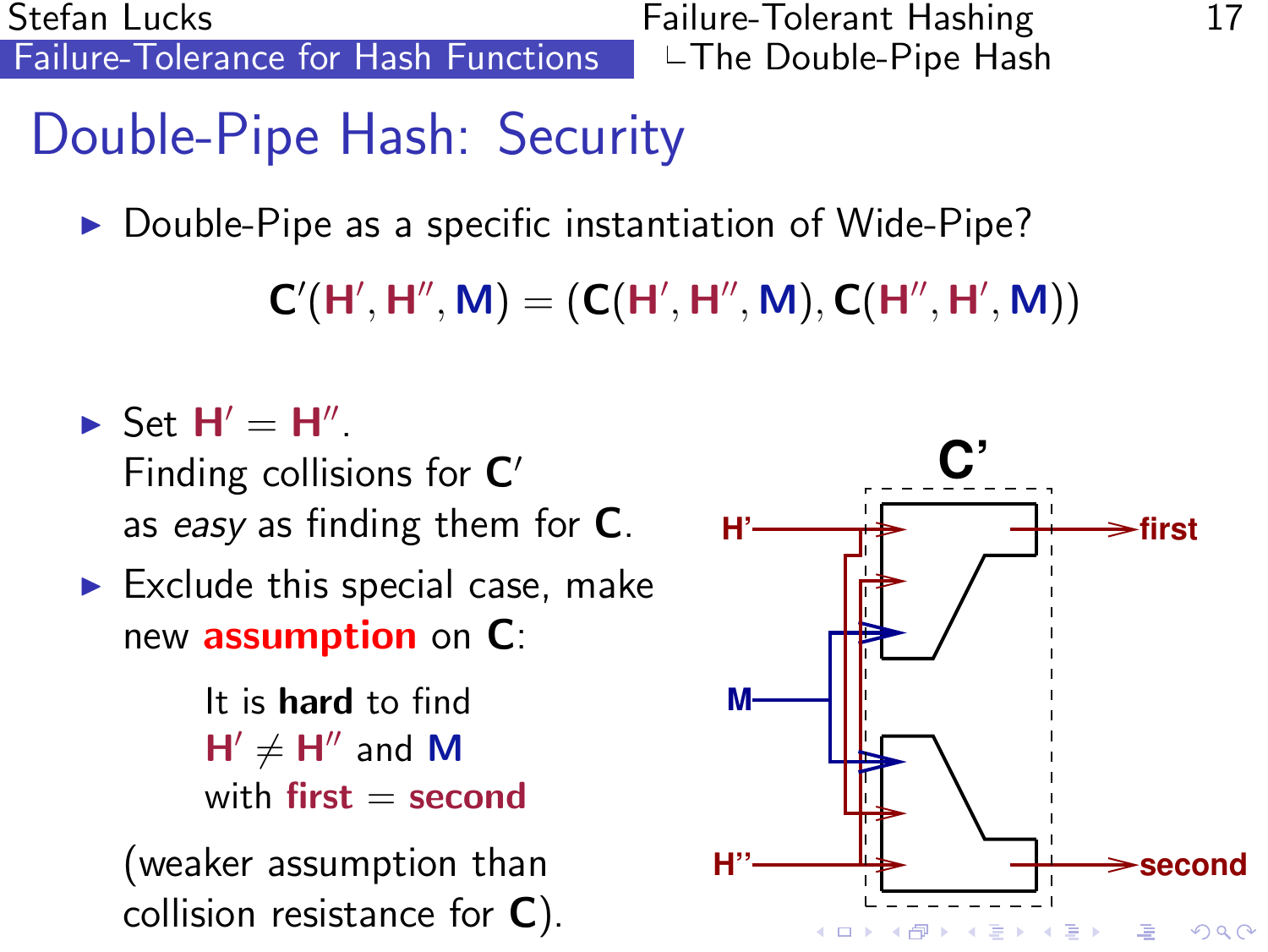# Double-Pipe Hash: Security

- Double-Pipe as a specific instantiation of Wide-Pipe?

$$\mathbf{C}'(\mathbf{H}', \mathbf{H}'', \mathbf{M}) = (\mathbf{C}(\mathbf{H}', \mathbf{H}'', \mathbf{M}), \mathbf{C}(\mathbf{H}'', \mathbf{H}', \mathbf{M}))$$

- Set $\mathbf{H}' = \mathbf{H}''$.
  Finding collisions for $\mathbf{C}'$ as *easy* as finding them for $\mathbf{C}$.
- Exclude this special case, make new **assumption** on $\mathbf{C}$:

  It is **hard** to find $\mathbf{H}' \neq \mathbf{H}''$ and $\mathbf{M}$ with **first** $=$ **second**

  (weaker assumption than collision resistance for $\mathbf{C}$).

C'

H'

M

H''

first

second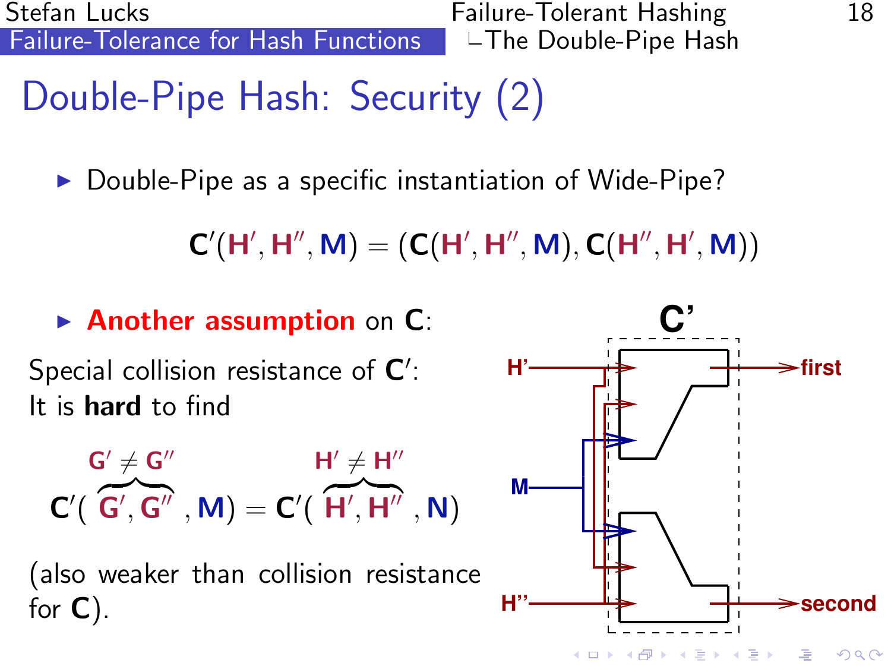# Double-Pipe Hash: Security (2)

- Double-Pipe as a specific instantiation of Wide-Pipe?

$$\mathbf{C}'(\mathbf{H}', \mathbf{H}'', \mathbf{M}) = (\mathbf{C}(\mathbf{H}', \mathbf{H}'', \mathbf{M}), \mathbf{C}(\mathbf{H}'', \mathbf{H}', \mathbf{M}))$$

- **Another assumption** on **C**:

Special collision resistance of $\mathbf{C}'$:
It is **hard** to find

$$\mathbf{C}'(\overbrace{\mathbf{G}', \mathbf{G}''}^{\mathbf{G}' \neq \mathbf{G}''}, \mathbf{M}) = \mathbf{C}'(\overbrace{\mathbf{H}', \mathbf{H}''}^{\mathbf{H}' \neq \mathbf{H}''}, \mathbf{N})$$

(also weaker than collision resistance for **C**).

C'

H'

M

H''

first

second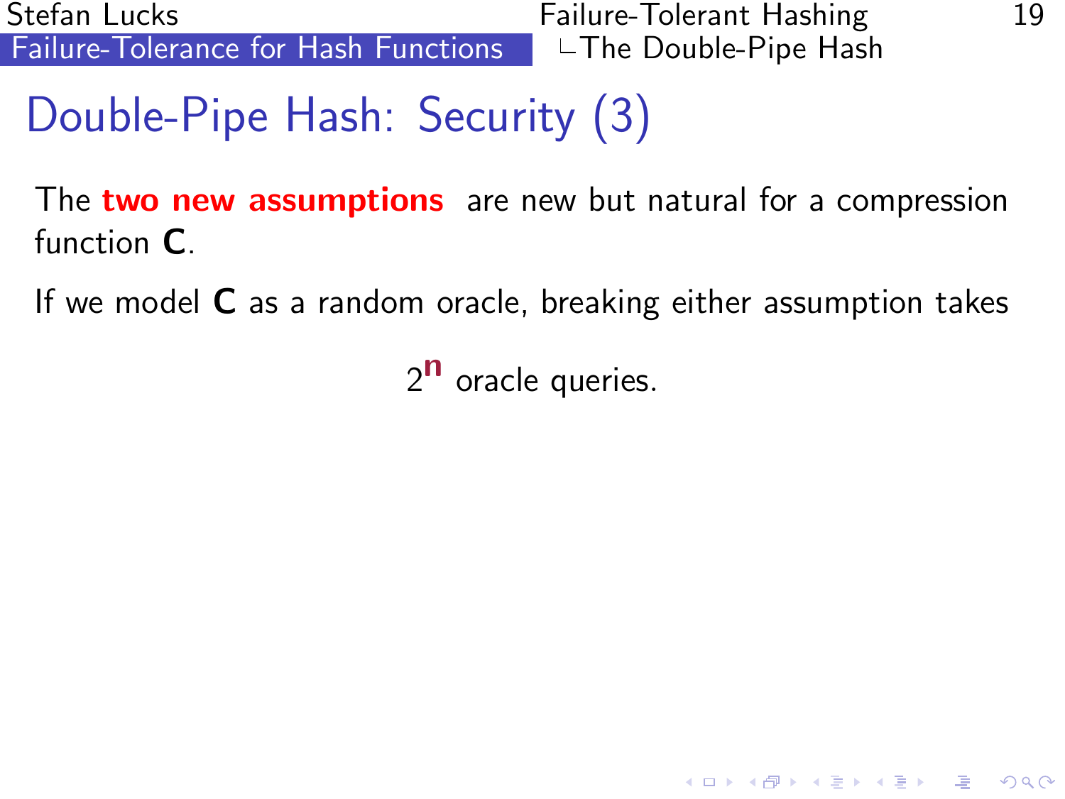# Double-Pipe Hash: Security (3)

The **two new assumptions** are new but natural for a compression function **C**.

If we model **C** as a random oracle, breaking either assumption takes

$$2^{n} \text{ oracle queries.}$$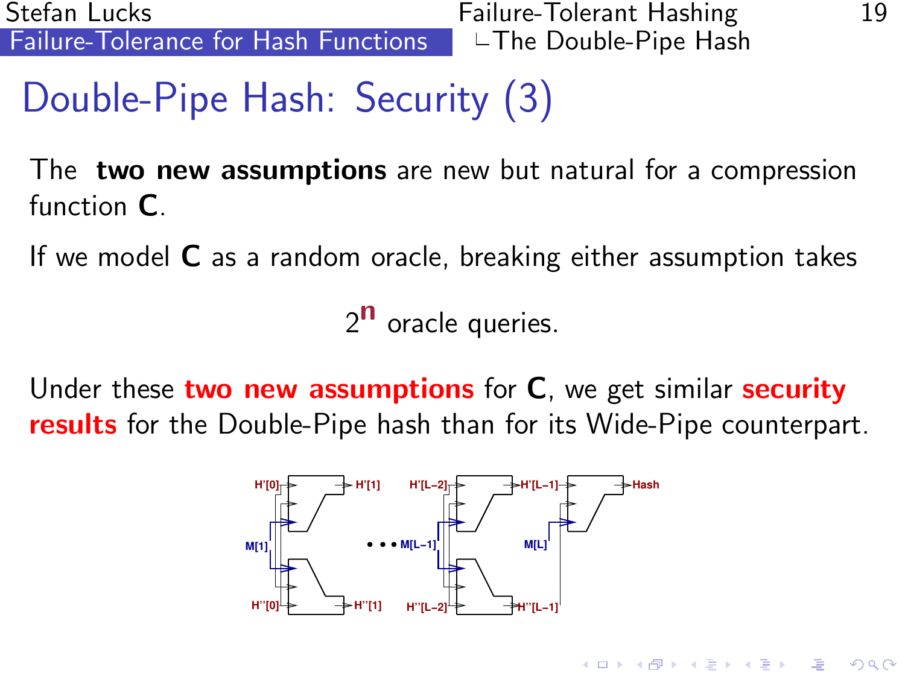# Double-Pipe Hash: Security (3)

The **two new assumptions** are new but natural for a compression function **C**.

If we model **C** as a random oracle, breaking either assumption takes

$$2^{n} \text{ oracle queries.}$$

Under these **two new assumptions** for **C**, we get similar **security results** for the Double-Pipe hash than for its Wide-Pipe counterpart.

H'[0]
H'[1]
H'[L−2]
H'[L−1]
Hash
M[1]
M[L−1]
M[L]
H''[0]
H''[1]
H''[L−2]
H''[L−1]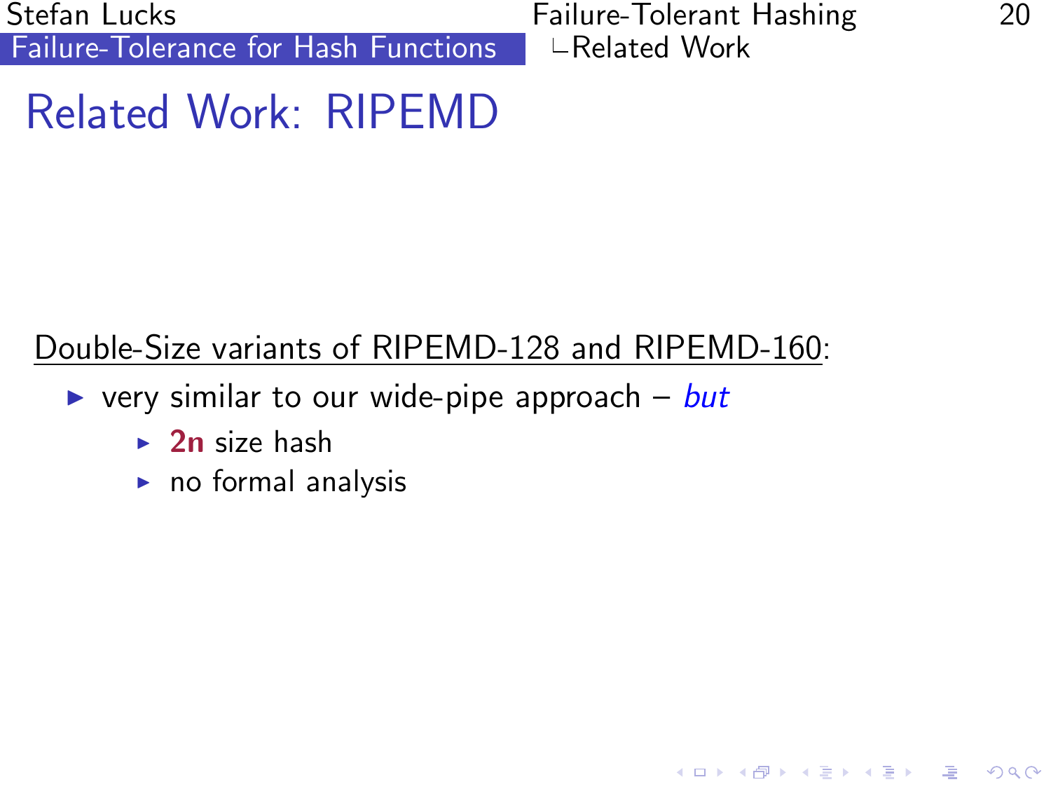# Related Work: RIPEMD

Double-Size variants of RIPEMD-128 and RIPEMD-160:

- very similar to our wide-pipe approach – *but*
  - **2n** size hash
  - no formal analysis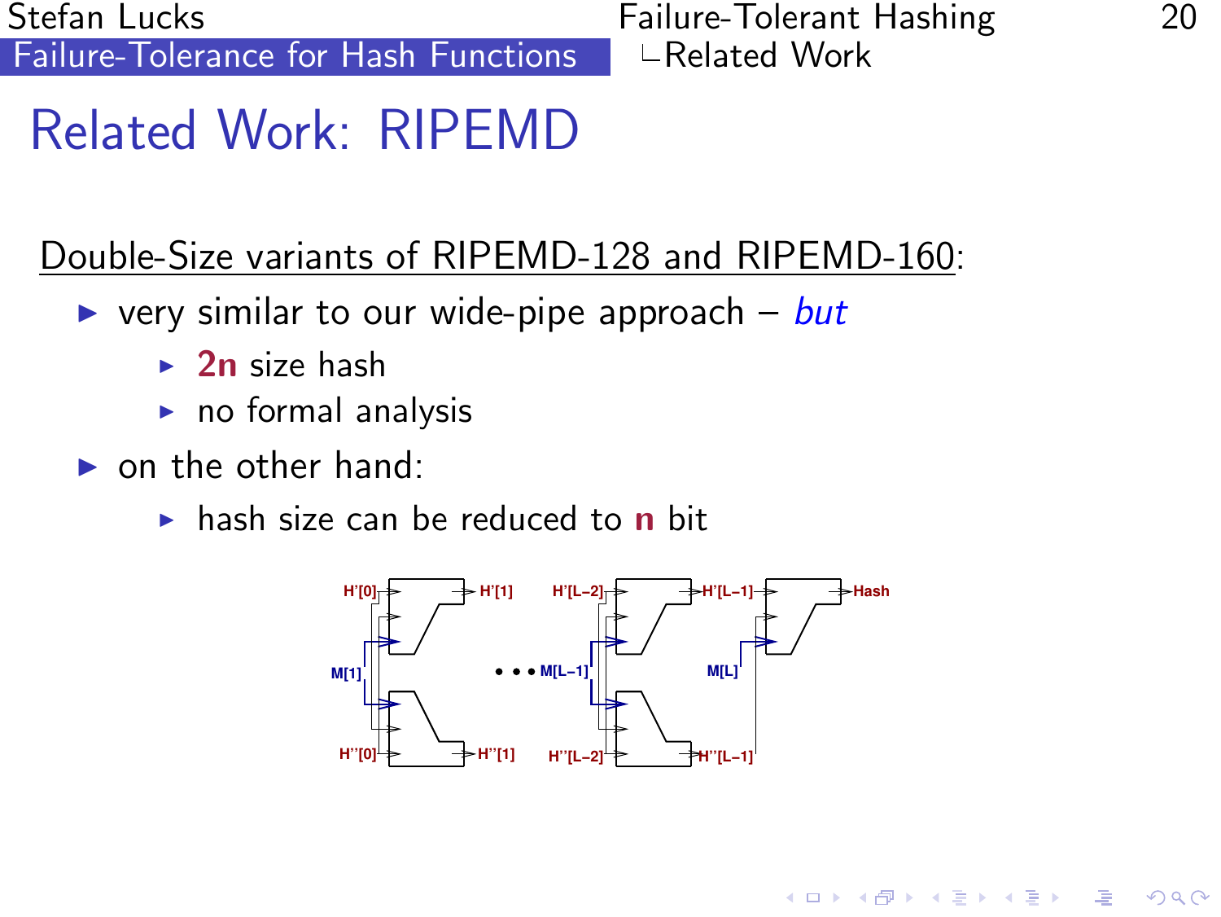# Related Work: RIPEMD

Double-Size variants of RIPEMD-128 and RIPEMD-160:

- very similar to our wide-pipe approach – *but*
  - **2n** size hash
  - no formal analysis
- on the other hand:
  - hash size can be reduced to **n** bit

H'[0]
H'[1]
H'[L–2]
H'[L–1]
Hash
M[1]
• • • M[L–1]
M[L]
H''[0]
H''[1]
H''[L–2]
H''[L–1]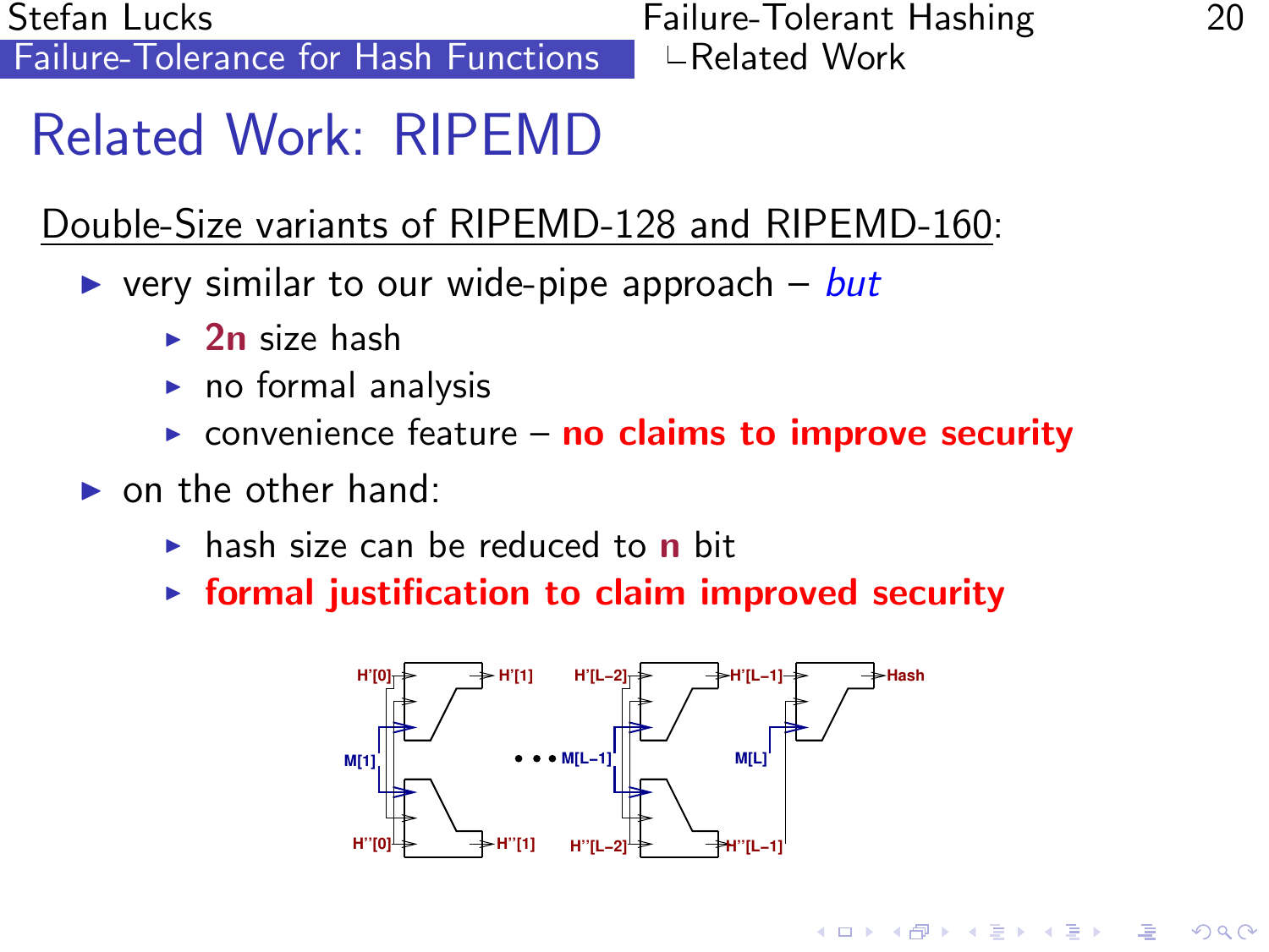# Related Work: RIPEMD

Double-Size variants of RIPEMD-128 and RIPEMD-160:

- very similar to our wide-pipe approach – *but*
  - **2n** size hash
  - no formal analysis
  - convenience feature – **no claims to improve security**
- on the other hand:
  - hash size can be reduced to **n** bit
  - **formal justification to claim improved security**

H'[0]
H'[1]
H'[L−2]
H'[L−1]
Hash
M[1]
M[L−1]
M[L]
H''[0]
H''[1]
H''[L−2]
H''[L−1]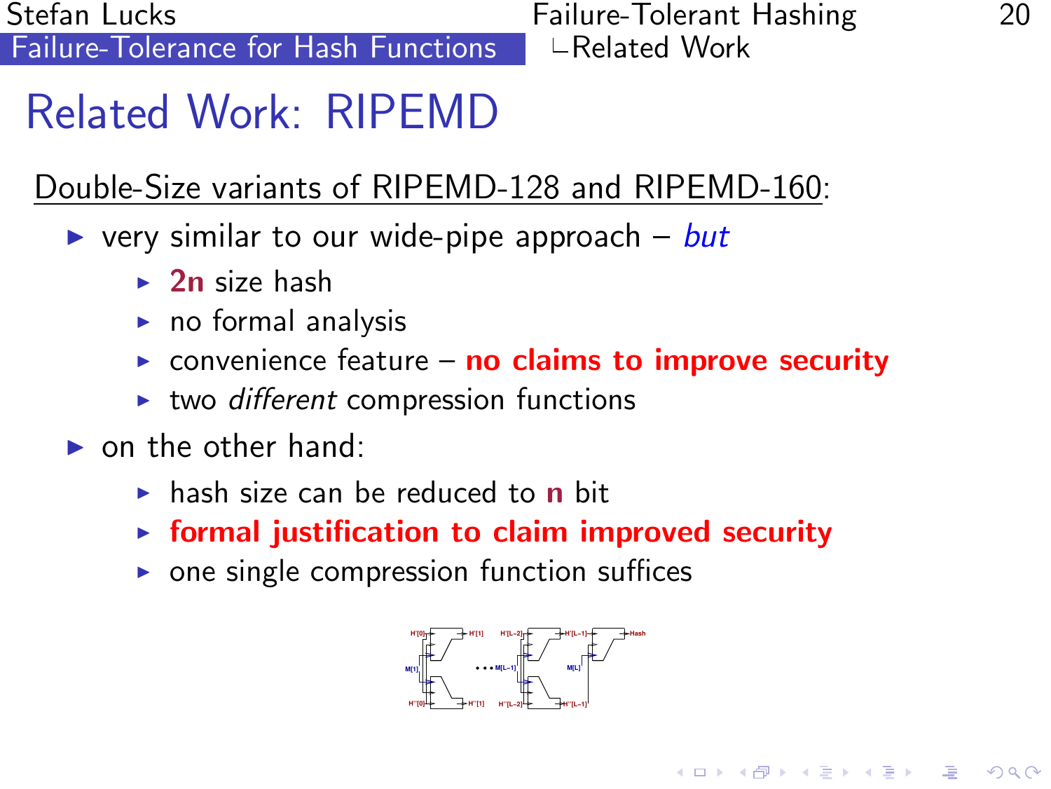# Related Work: RIPEMD

Double-Size variants of RIPEMD-128 and RIPEMD-160:

- very similar to our wide-pipe approach – *but*
  - **2n** size hash
  - no formal analysis
  - convenience feature – **no claims to improve security**
  - two *different* compression functions
- on the other hand:
  - hash size can be reduced to **n** bit
  - **formal justification to claim improved security**
  - one single compression function suffices

H'[0] H'[1] H'[L−2] H'[L−1] Hash
M[1] • • • M[L−1] M[L]
H''[0] H''[1] H''[L−2] H''[L−1]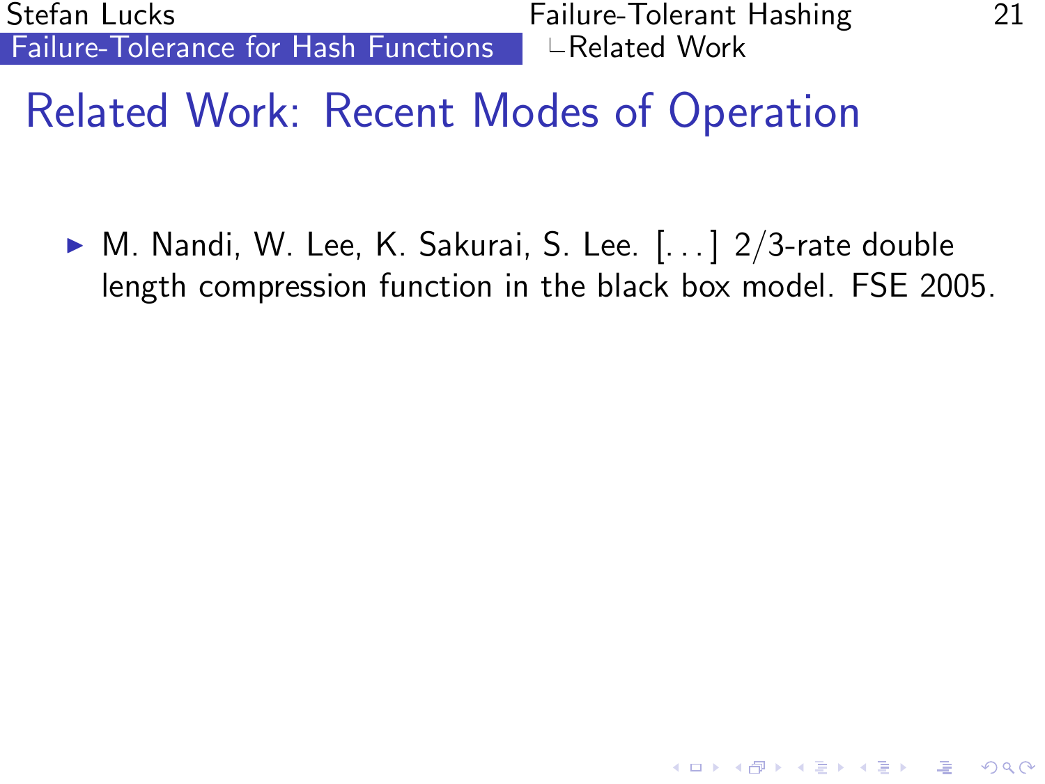# Related Work: Recent Modes of Operation

- M. Nandi, W. Lee, K. Sakurai, S. Lee. [. . . ] 2/3-rate double length compression function in the black box model. FSE 2005.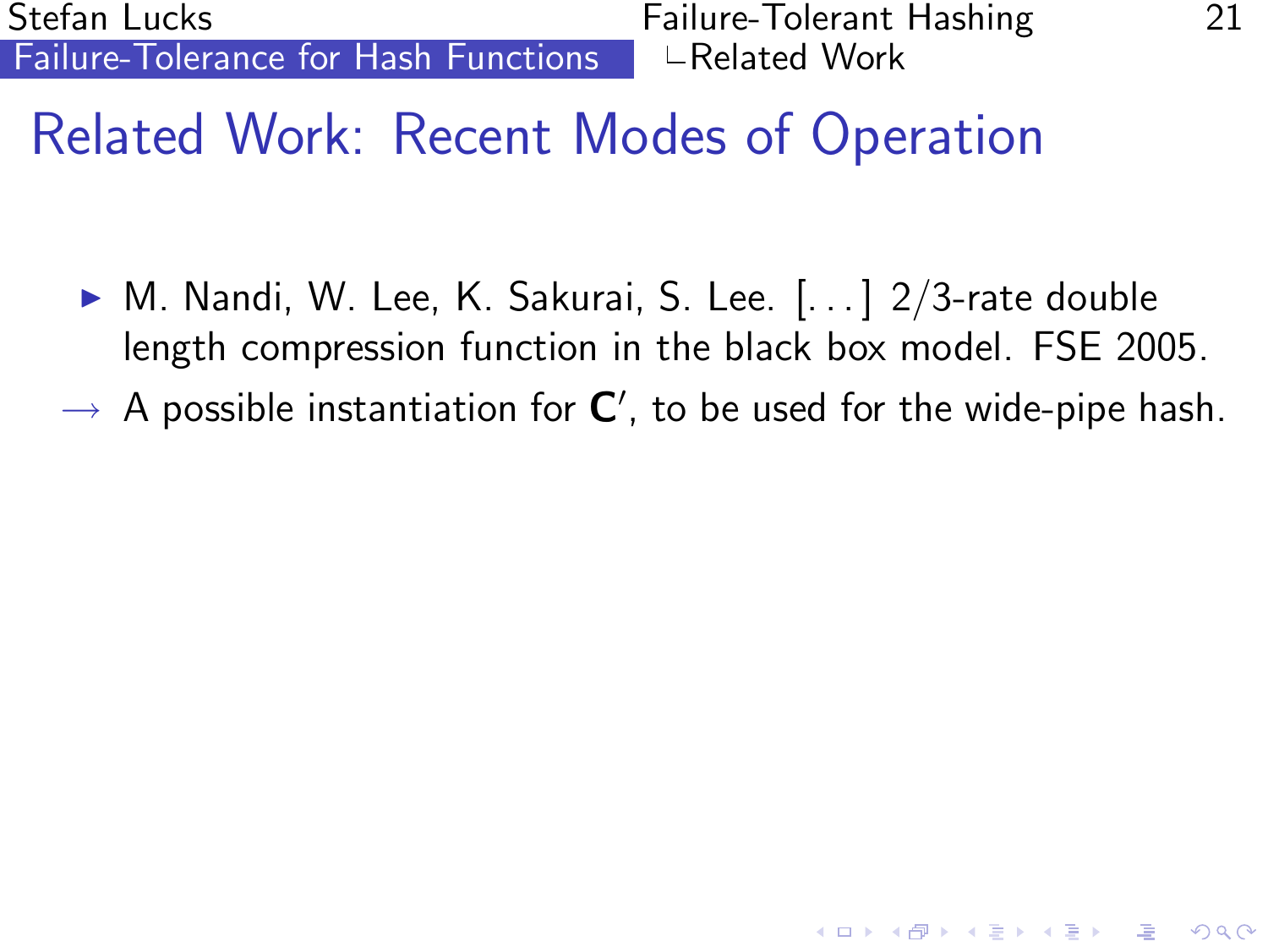# Related Work: Recent Modes of Operation

- M. Nandi, W. Lee, K. Sakurai, S. Lee. [...] 2/3-rate double length compression function in the black box model. FSE 2005.

$\longrightarrow$ A possible instantiation for $\mathbf{C}'$, to be used for the wide-pipe hash.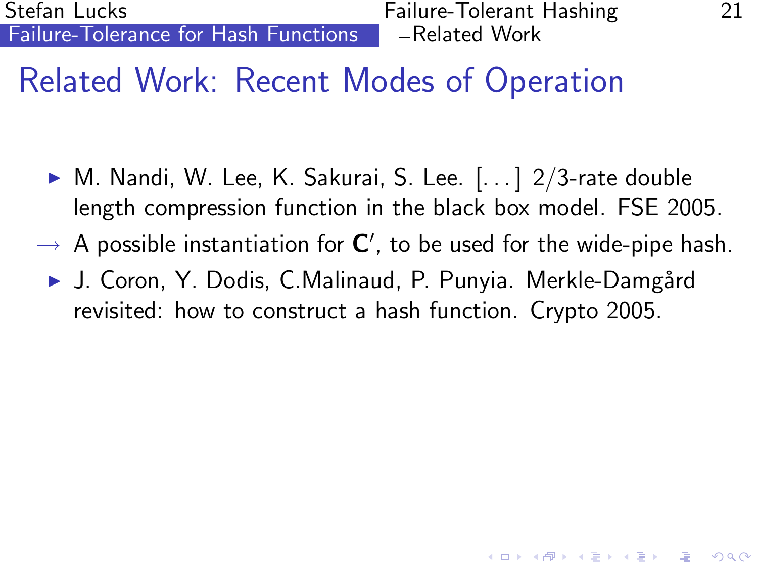# Related Work: Recent Modes of Operation

- M. Nandi, W. Lee, K. Sakurai, S. Lee. [...] 2/3-rate double length compression function in the black box model. FSE 2005.

→ A possible instantiation for $\mathbf{C}'$, to be used for the wide-pipe hash.

- J. Coron, Y. Dodis, C.Malinaud, P. Punyia. Merkle-Damgård revisited: how to construct a hash function. Crypto 2005.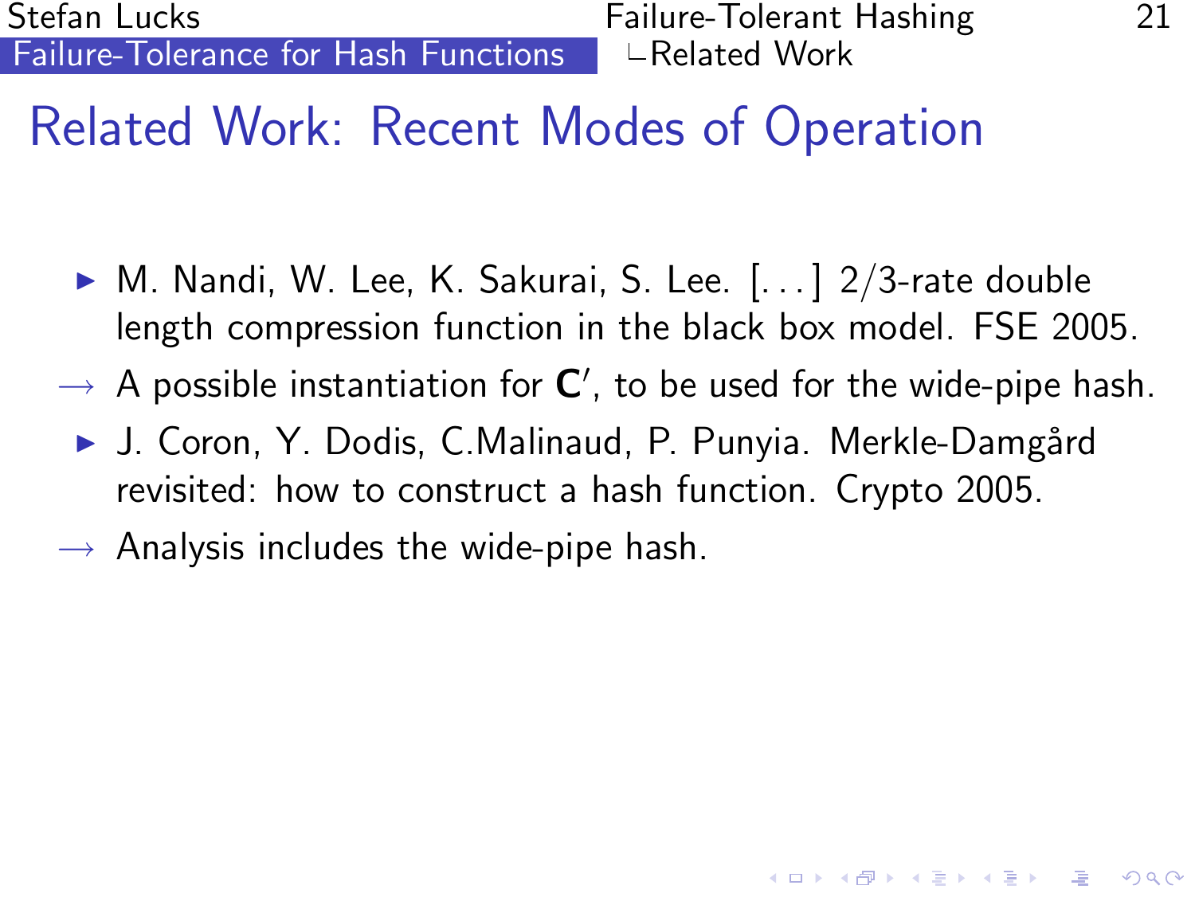# Related Work: Recent Modes of Operation

- M. Nandi, W. Lee, K. Sakurai, S. Lee. [. . . ] 2/3-rate double length compression function in the black box model. FSE 2005.

$\longrightarrow$ A possible instantiation for $\mathbf{C}'$, to be used for the wide-pipe hash.

- J. Coron, Y. Dodis, C.Malinaud, P. Punyia. Merkle-Damgård revisited: how to construct a hash function. Crypto 2005.

$\longrightarrow$ Analysis includes the wide-pipe hash.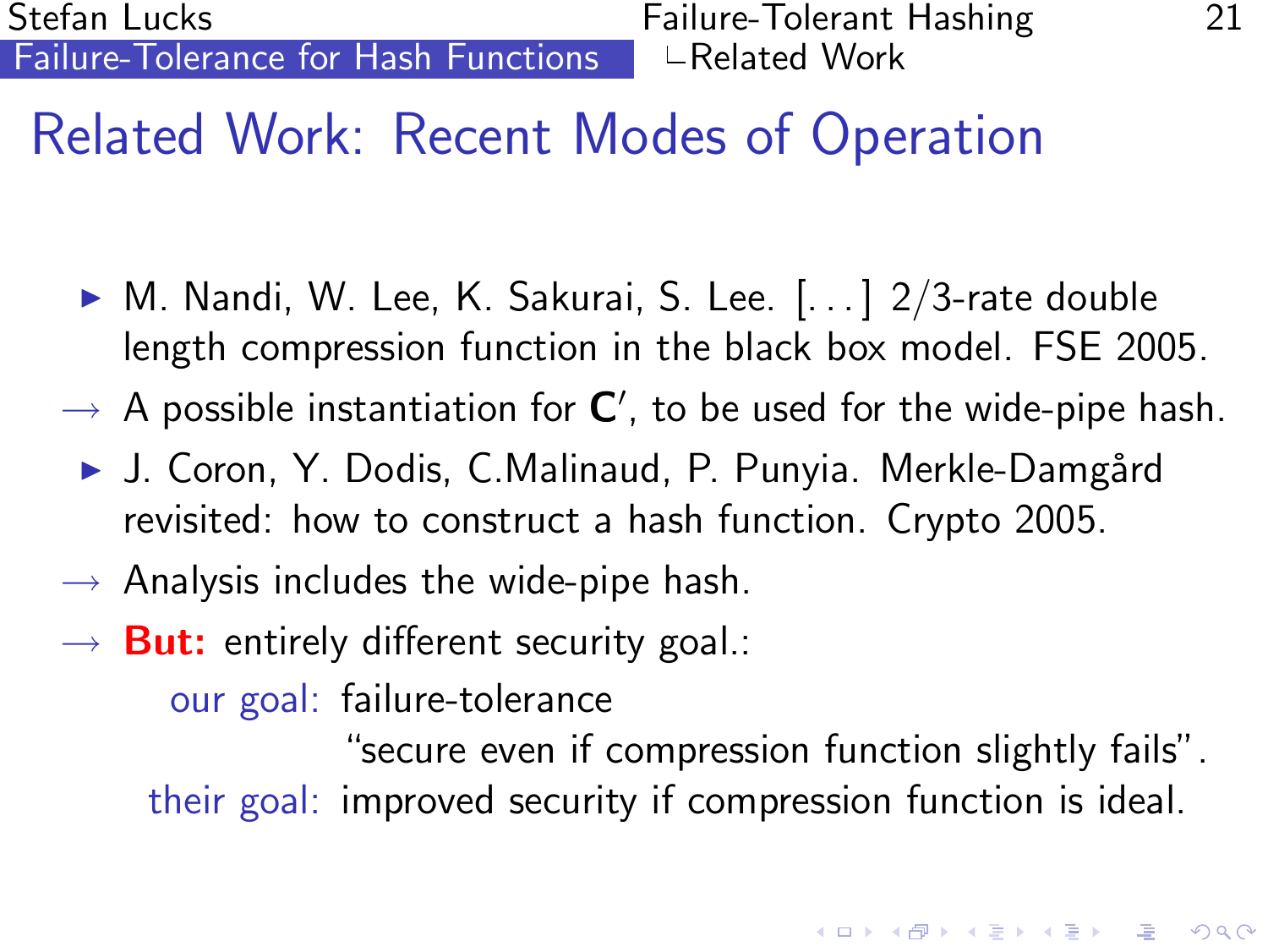# Related Work: Recent Modes of Operation

- M. Nandi, W. Lee, K. Sakurai, S. Lee. [...] 2/3-rate double length compression function in the black box model. FSE 2005.

→ A possible instantiation for $\mathbf{C}'$, to be used for the wide-pipe hash.

- J. Coron, Y. Dodis, C.Malinaud, P. Punyia. Merkle-Damgård revisited: how to construct a hash function. Crypto 2005.

→ Analysis includes the wide-pipe hash.

→ **But:** entirely different security goal.:

our goal: failure-tolerance
"secure even if compression function slightly fails".

their goal: improved security if compression function is ideal.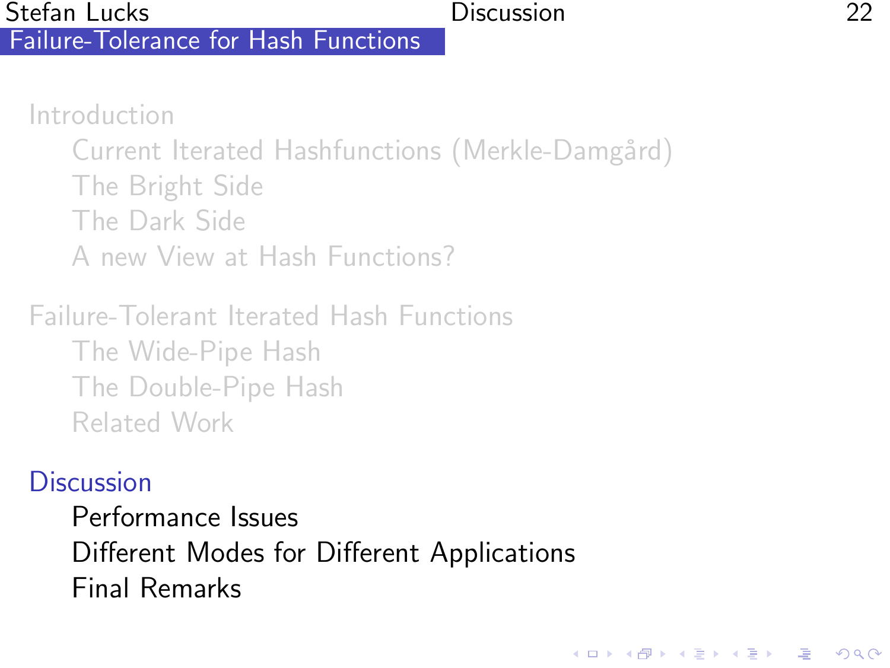Introduction

- Current Iterated Hashfunctions (Merkle-Damgård)
- The Bright Side
- The Dark Side
- A new View at Hash Functions?

Failure-Tolerant Iterated Hash Functions

- The Wide-Pipe Hash
- The Double-Pipe Hash
- Related Work

Discussion

- Performance Issues
- Different Modes for Different Applications
- Final Remarks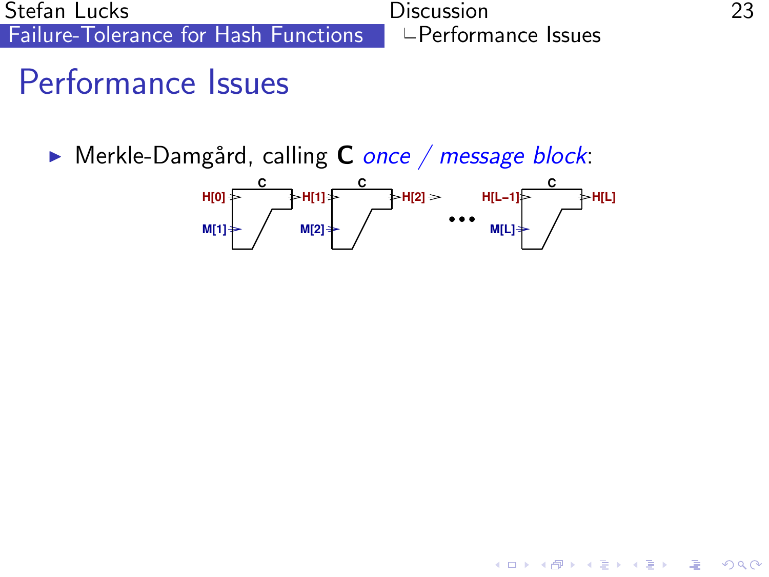# Performance Issues

- Merkle-Damgård, calling **C** *once / message block*:

H[0] → C → H[1] → C → H[2] → ••• H[L−1] → C → H[L]

M[1], M[2], ..., M[L]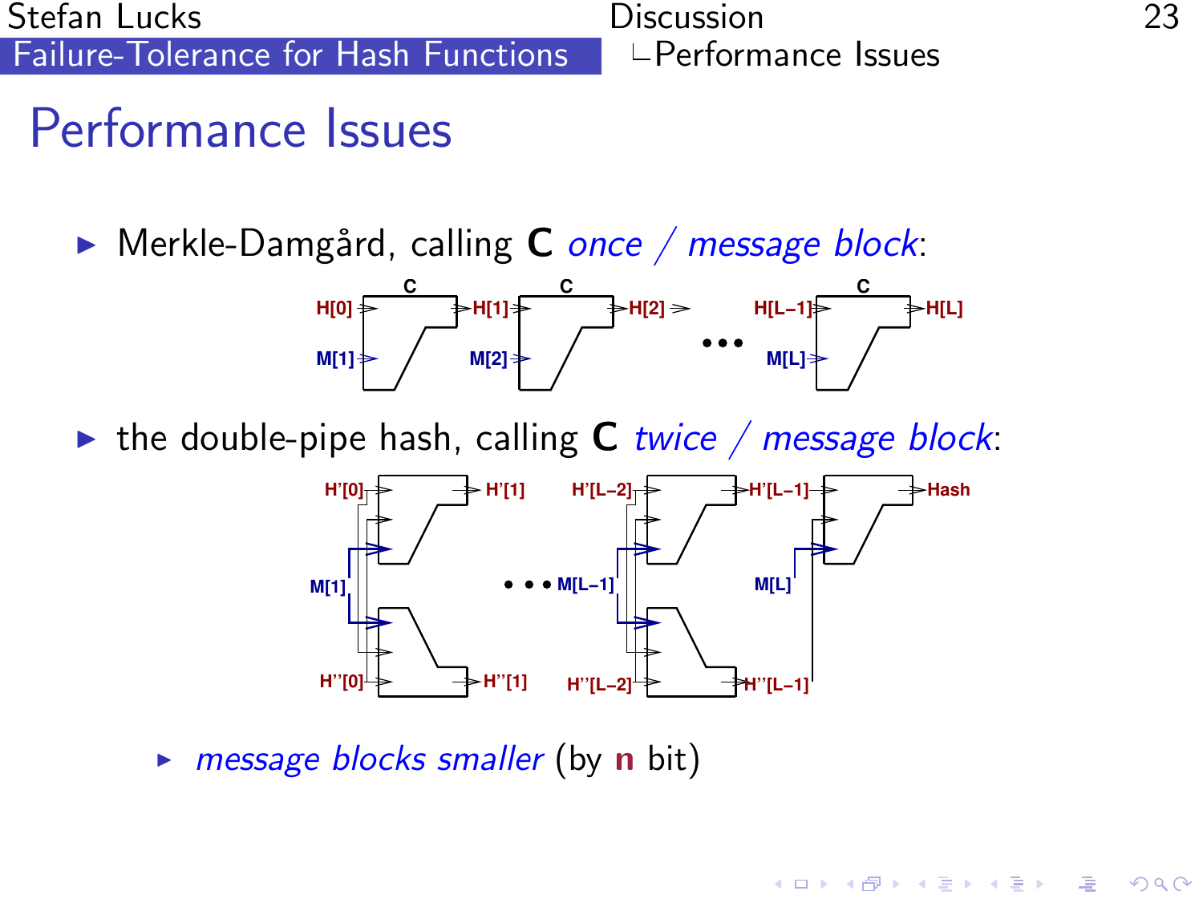# Performance Issues

- Merkle-Damgård, calling **C** *once / message block*:

C
H[0]
M[1]
H[1]
C
M[2]
H[2]
...
H[L−1]
C
M[L]
H[L]

- the double-pipe hash, calling **C** *twice / message block*:

H'[0]
H'[1]
M[1]
H''[0]
H''[1]
... M[L−1]
H'[L−2]
H'[L−1]
H''[L−2]
H''[L−1]
Hash
M[L]

  - *message blocks smaller* (by **n** bit)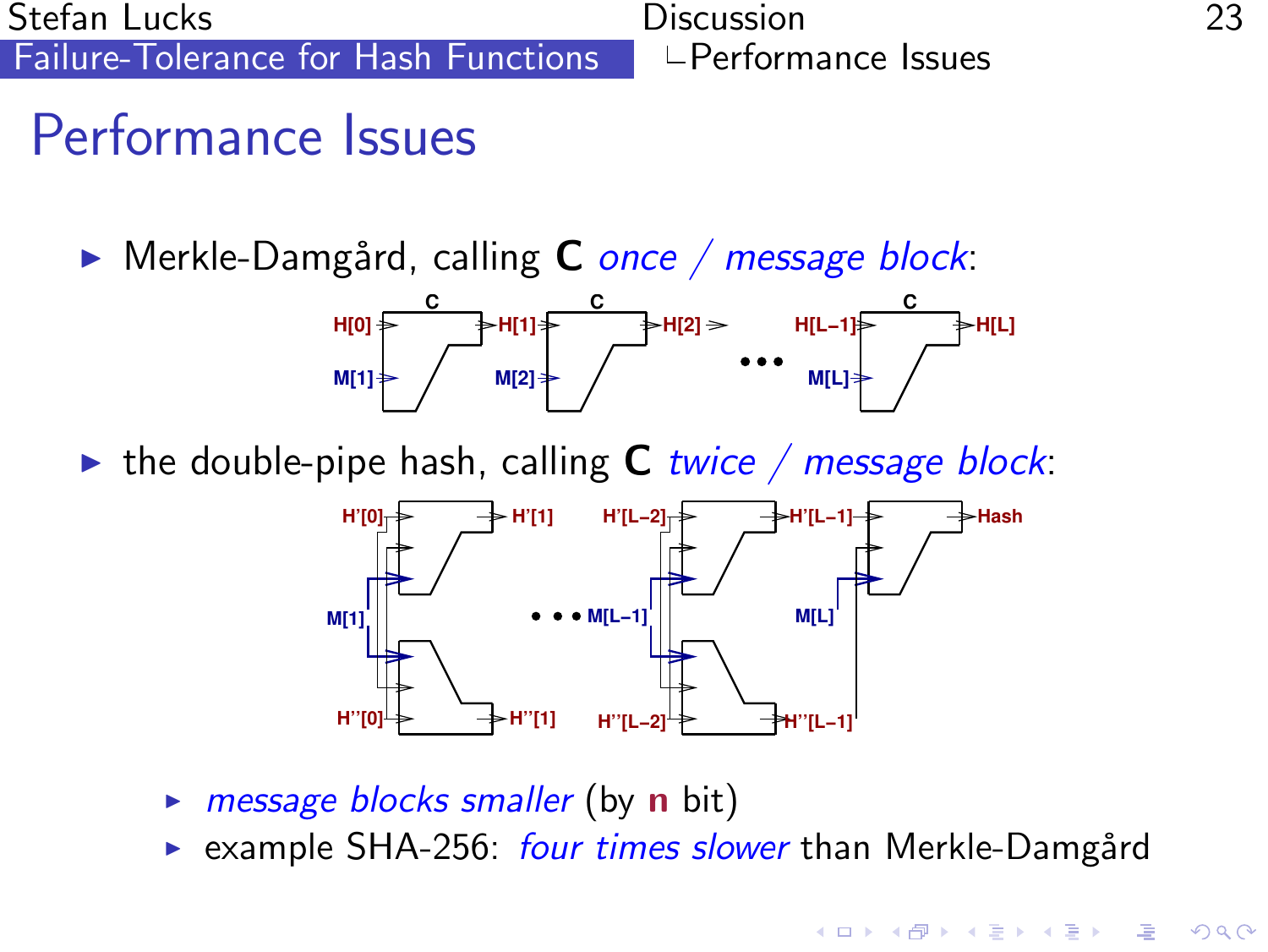# Performance Issues

- Merkle-Damgård, calling **C** *once / message block*:
- the double-pipe hash, calling **C** *twice / message block*:
  - *message blocks smaller* (by **n** bit)
  - example SHA-256: *four times slower* than Merkle-Damgård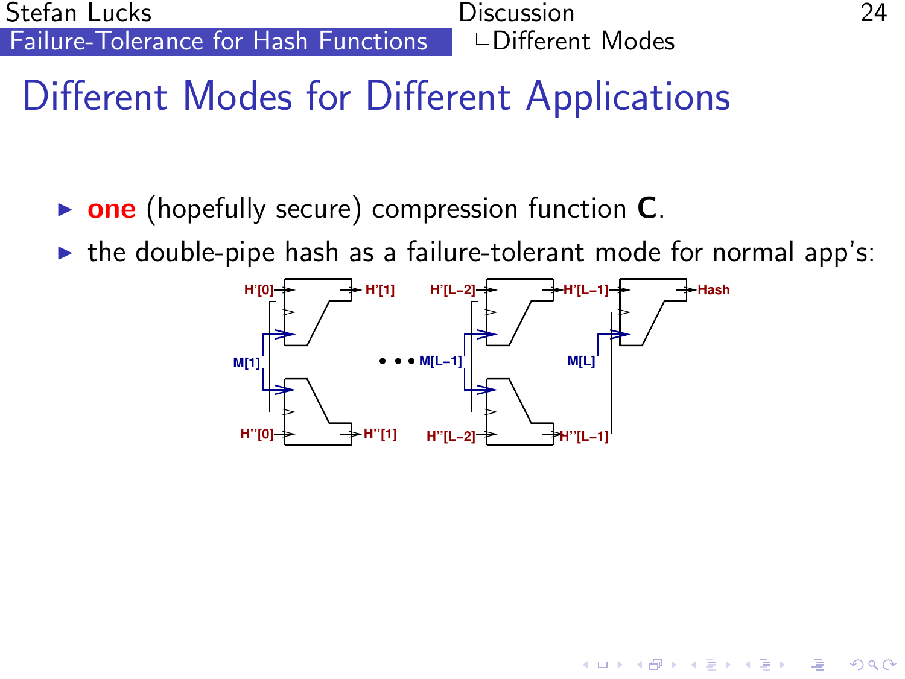# Different Modes for Different Applications

- **one** (hopefully secure) compression function **C**.
- the double-pipe hash as a failure-tolerant mode for normal app's:

H'[0]
H'[1]
M[1]
H''[0]
H''[1]
H'[L−2]
H'[L−1]
M[L−1]
H''[L−2]
H''[L−1]
Hash
M[L]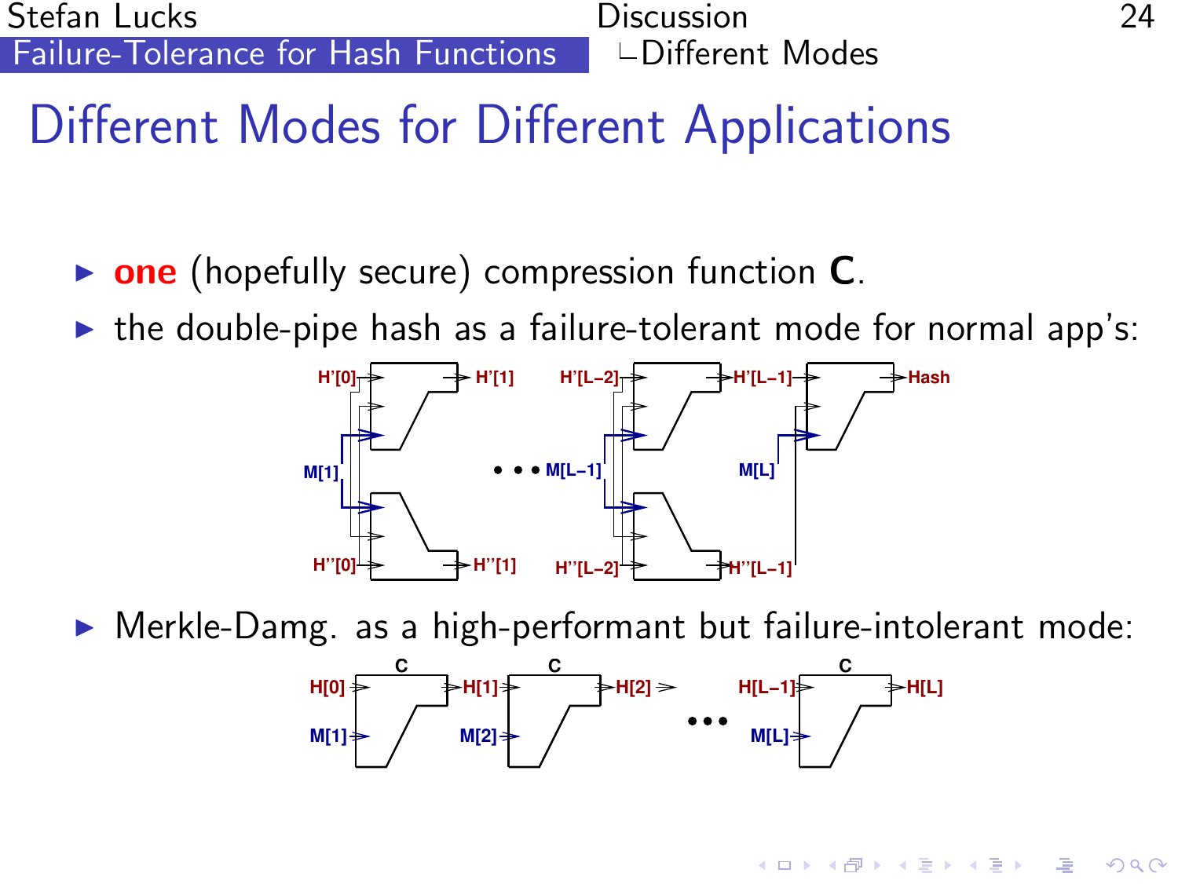# Different Modes for Different Applications

- **one** (hopefully secure) compression function **C**.
- the double-pipe hash as a failure-tolerant mode for normal app's:

H'[0] H'[1] H'[L−2] H'[L−1] Hash
M[1] M[L−1] M[L]
H''[0] H''[1] H''[L−2] H''[L−1]

- Merkle-Damg. as a high-performant but failure-intolerant mode:

C C C
H[0] H[1] H[2] H[L−1] H[L]
M[1] M[2] M[L]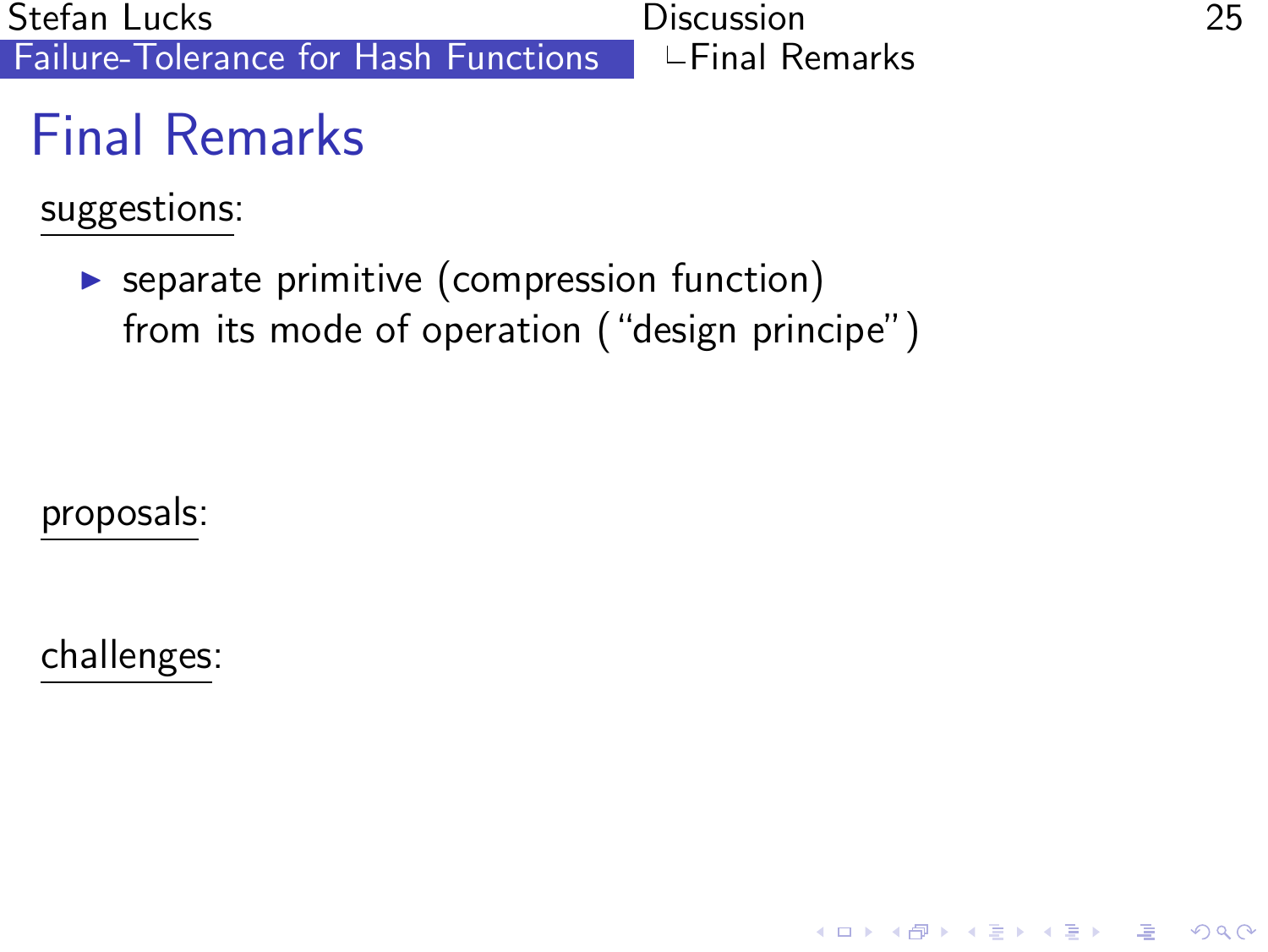# Final Remarks

suggestions:

- separate primitive (compression function)
  from its mode of operation ("design principe")

proposals:

challenges: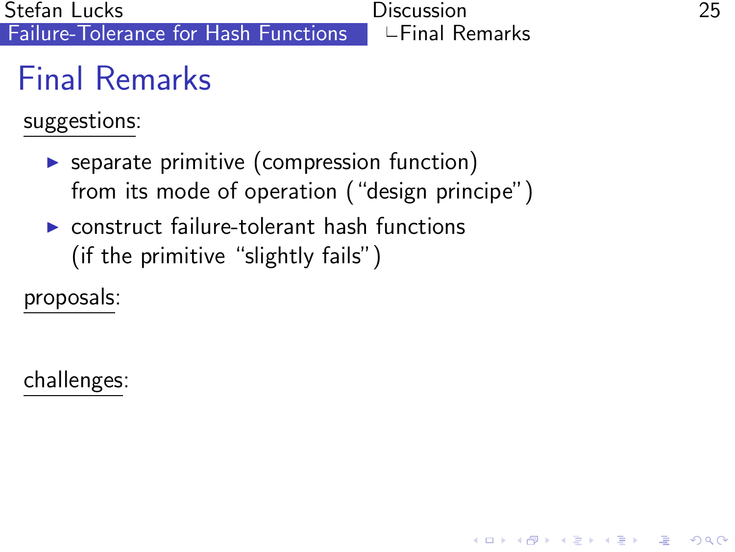# Final Remarks

suggestions:

- separate primitive (compression function) from its mode of operation ("design principe")
- construct failure-tolerant hash functions (if the primitive "slightly fails")

proposals:

challenges: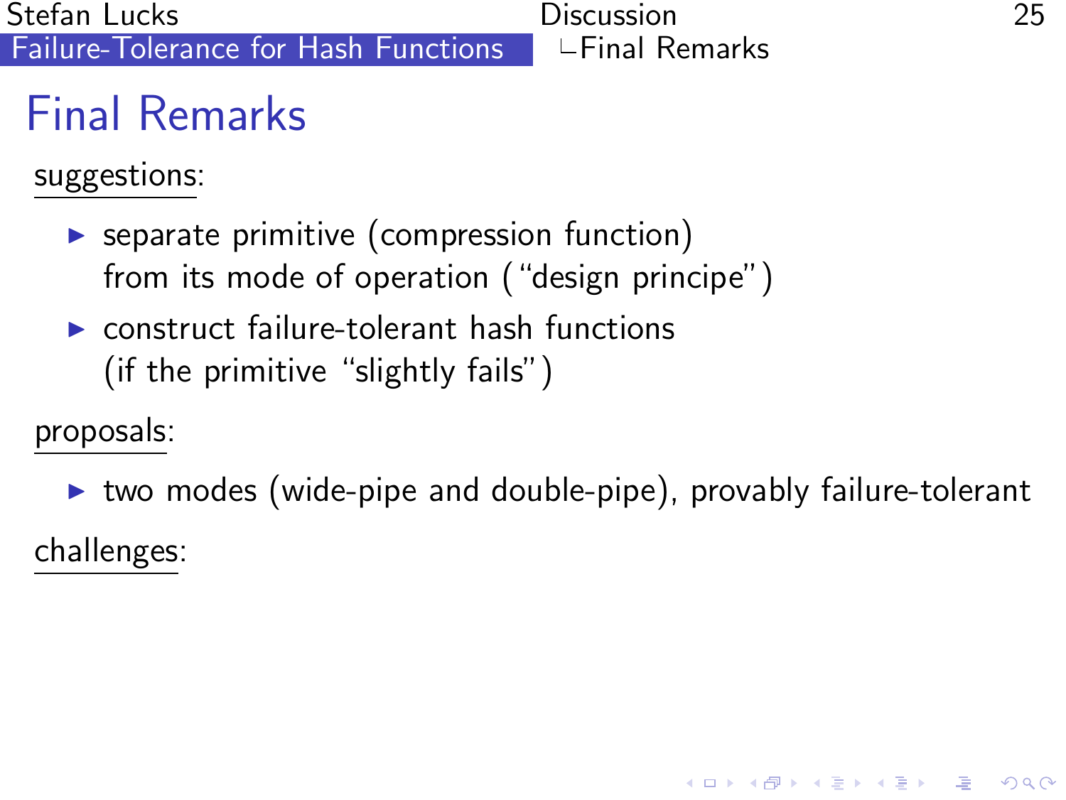# Final Remarks

suggestions:

- separate primitive (compression function) from its mode of operation ("design principe")
- construct failure-tolerant hash functions (if the primitive "slightly fails")

proposals:

- two modes (wide-pipe and double-pipe), provably failure-tolerant

challenges: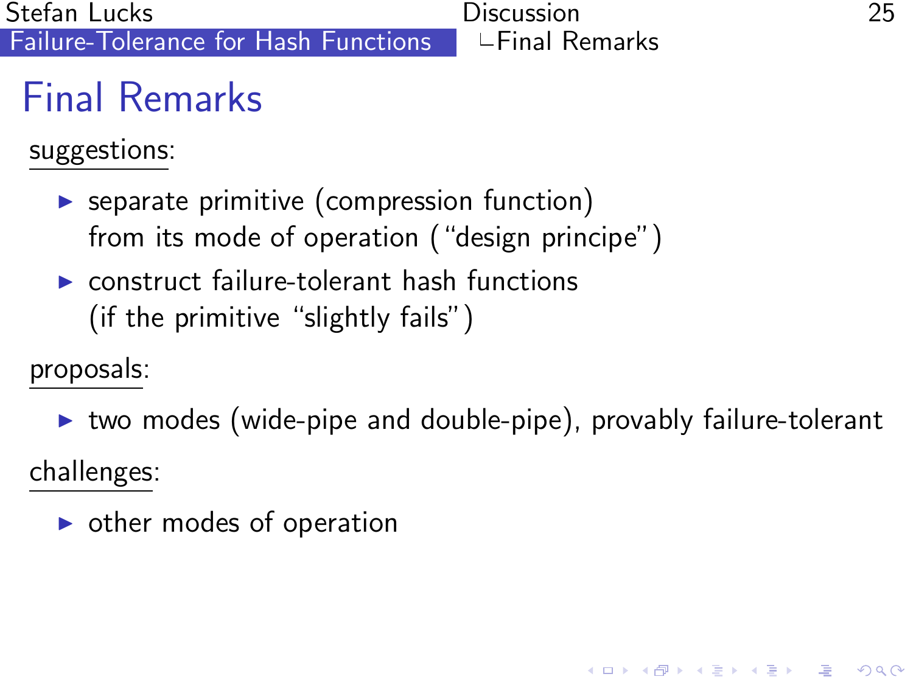# Final Remarks

suggestions:

- separate primitive (compression function) from its mode of operation ("design principe")
- construct failure-tolerant hash functions (if the primitive "slightly fails")

proposals:

- two modes (wide-pipe and double-pipe), provably failure-tolerant

challenges:

- other modes of operation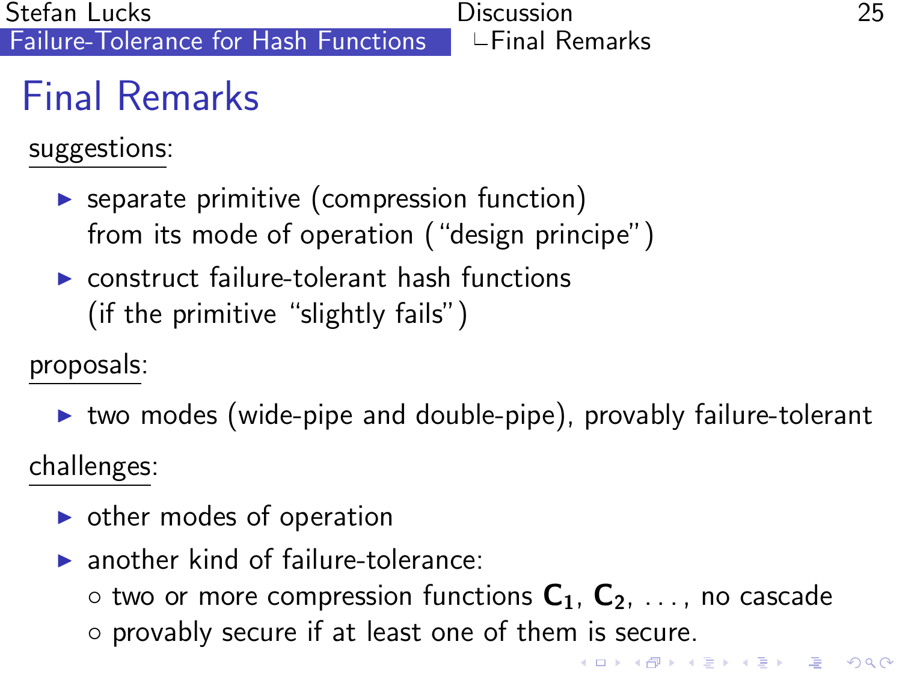# Final Remarks

suggestions:

- separate primitive (compression function) from its mode of operation ("design principe")
- construct failure-tolerant hash functions (if the primitive "slightly fails")

proposals:

- two modes (wide-pipe and double-pipe), provably failure-tolerant

challenges:

- other modes of operation
- another kind of failure-tolerance:
  - two or more compression functions $\mathbf{C_1}$, $\mathbf{C_2}$, ..., no cascade
  - provably secure if at least one of them is secure.